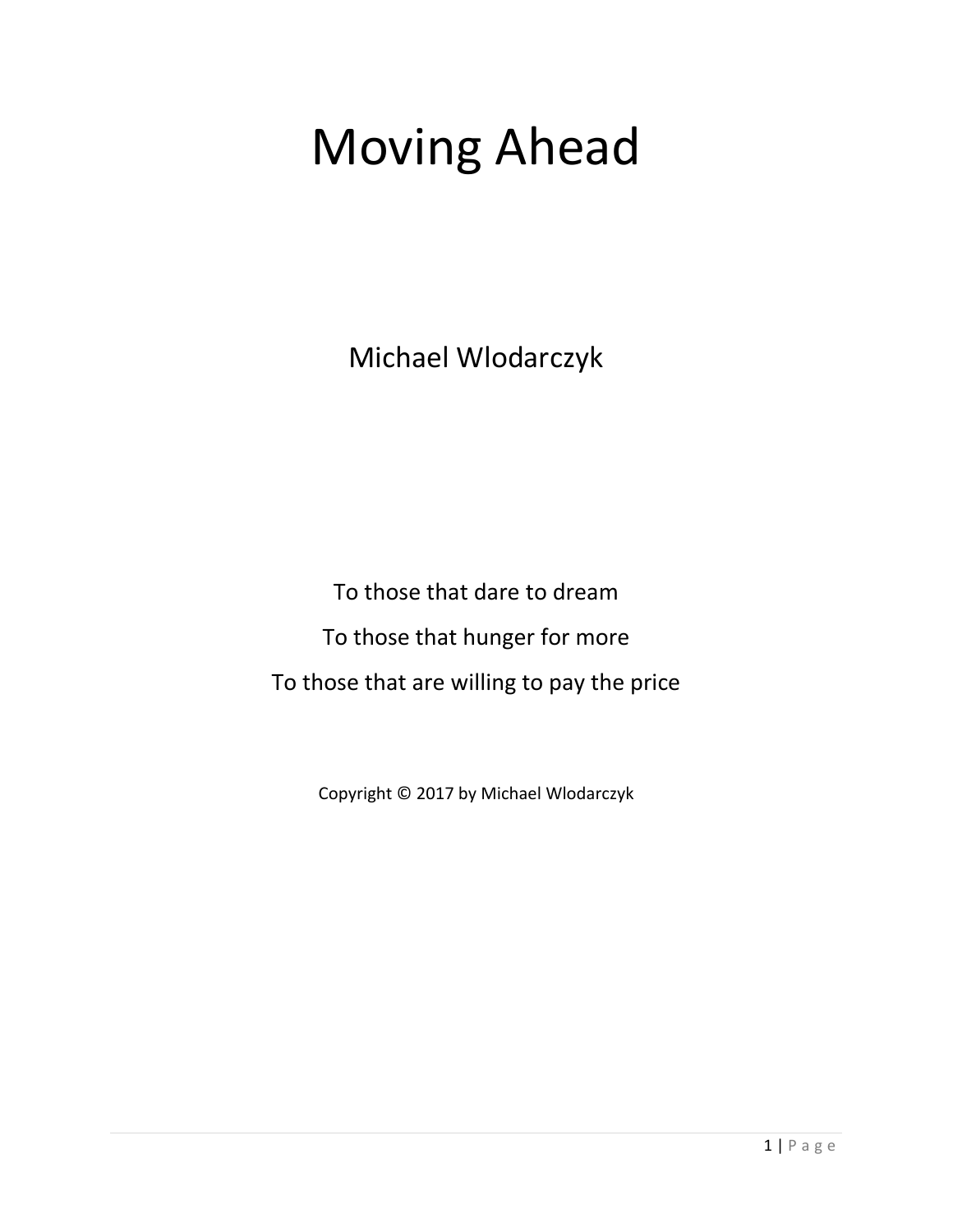# Moving Ahead

Michael Wlodarczyk

To those that dare to dream

To those that hunger for more

To those that are willing to pay the price

Copyright © 2017 by Michael Wlodarczyk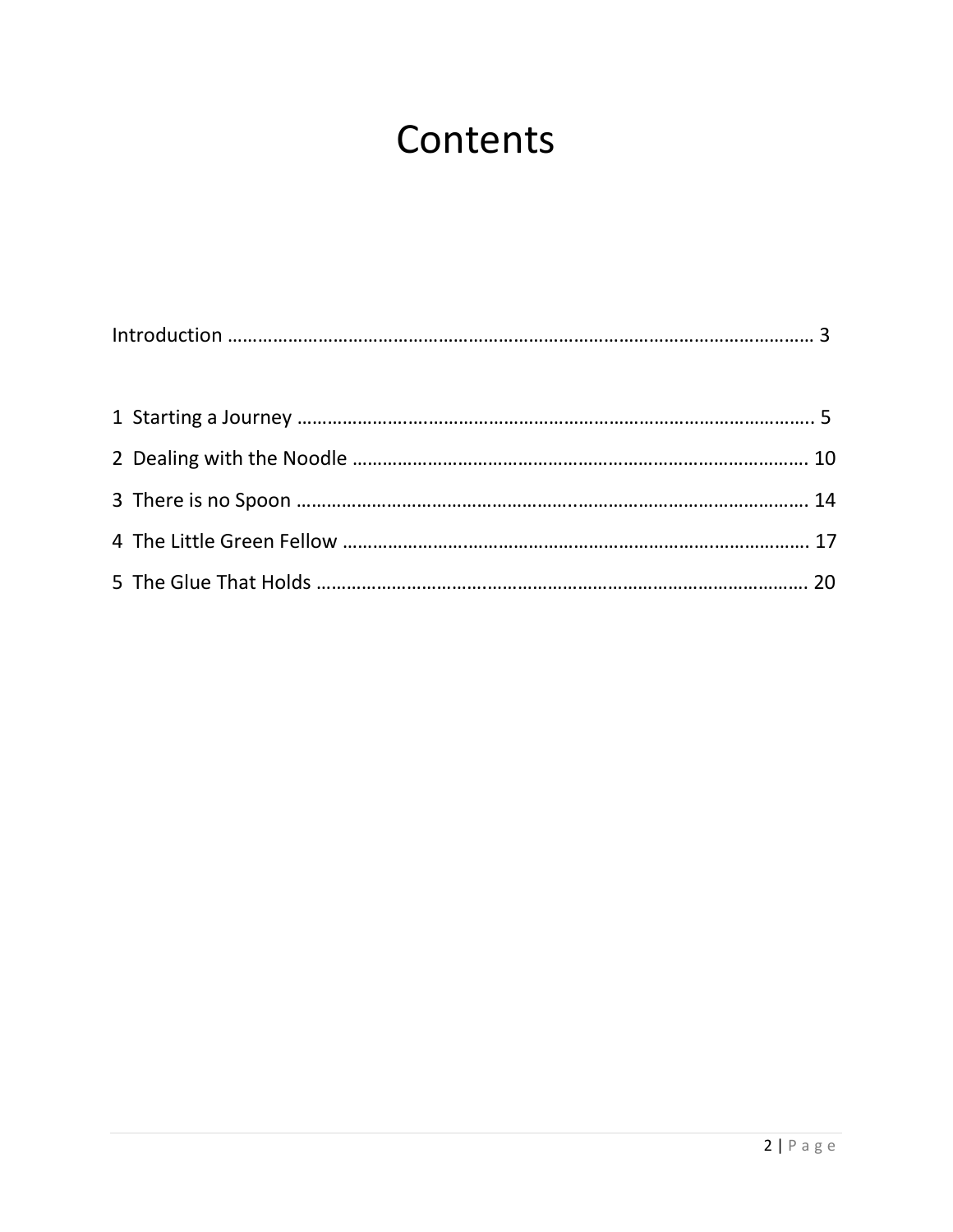# Contents

Introduction ………………………………………………………………………………………………………… 3

1 Starting a Journey ………………………………………………………………………………………….. 5

2 Dealing with the Noodle ………………………………………………………………………………. 10

3 There is no Spoon …………………………………………………………………………………………. 14

4 The Little Green Fellow ………………………………………………………………………………. 17

5 The Glue That Holds ……………………………………………………………………………………. 20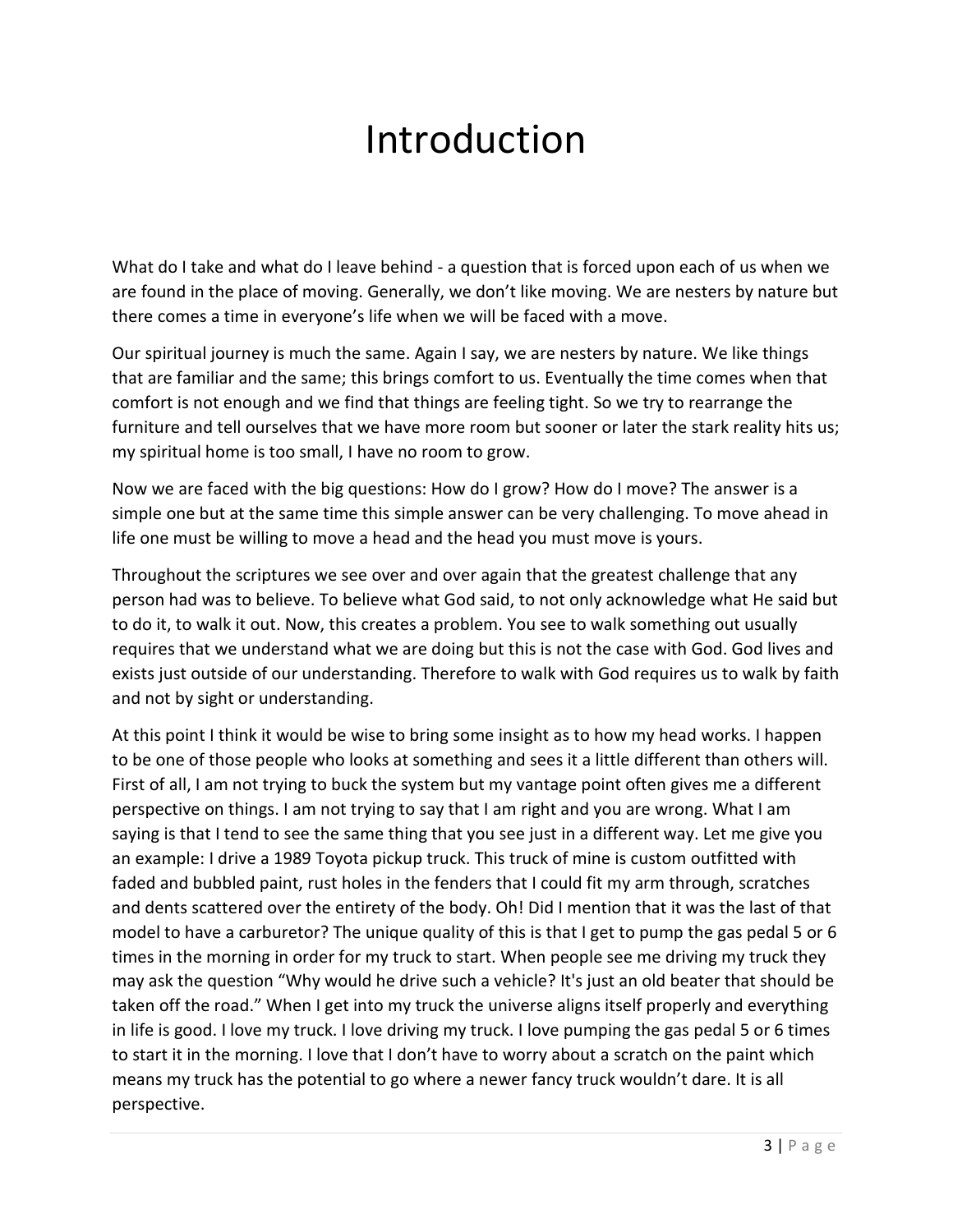# Introduction

What do I take and what do I leave behind - a question that is forced upon each of us when we are found in the place of moving. Generally, we don't like moving. We are nesters by nature but there comes a time in everyone's life when we will be faced with a move.

Our spiritual journey is much the same. Again I say, we are nesters by nature. We like things that are familiar and the same; this brings comfort to us. Eventually the time comes when that comfort is not enough and we find that things are feeling tight. So we try to rearrange the furniture and tell ourselves that we have more room but sooner or later the stark reality hits us; my spiritual home is too small, I have no room to grow.

Now we are faced with the big questions: How do I grow? How do I move? The answer is a simple one but at the same time this simple answer can be very challenging. To move ahead in life one must be willing to move a head and the head you must move is yours.

Throughout the scriptures we see over and over again that the greatest challenge that any person had was to believe. To believe what God said, to not only acknowledge what He said but to do it, to walk it out. Now, this creates a problem. You see to walk something out usually requires that we understand what we are doing but this is not the case with God. God lives and exists just outside of our understanding. Therefore to walk with God requires us to walk by faith and not by sight or understanding.

At this point I think it would be wise to bring some insight as to how my head works. I happen to be one of those people who looks at something and sees it a little different than others will. First of all, I am not trying to buck the system but my vantage point often gives me a different perspective on things. I am not trying to say that I am right and you are wrong. What I am saying is that I tend to see the same thing that you see just in a different way. Let me give you an example: I drive a 1989 Toyota pickup truck. This truck of mine is custom outfitted with faded and bubbled paint, rust holes in the fenders that I could fit my arm through, scratches and dents scattered over the entirety of the body. Oh! Did I mention that it was the last of that model to have a carburetor? The unique quality of this is that I get to pump the gas pedal 5 or 6 times in the morning in order for my truck to start. When people see me driving my truck they may ask the question "Why would he drive such a vehicle? It's just an old beater that should be taken off the road." When I get into my truck the universe aligns itself properly and everything in life is good. I love my truck. I love driving my truck. I love pumping the gas pedal 5 or 6 times to start it in the morning. I love that I don't have to worry about a scratch on the paint which means my truck has the potential to go where a newer fancy truck wouldn't dare. It is all perspective.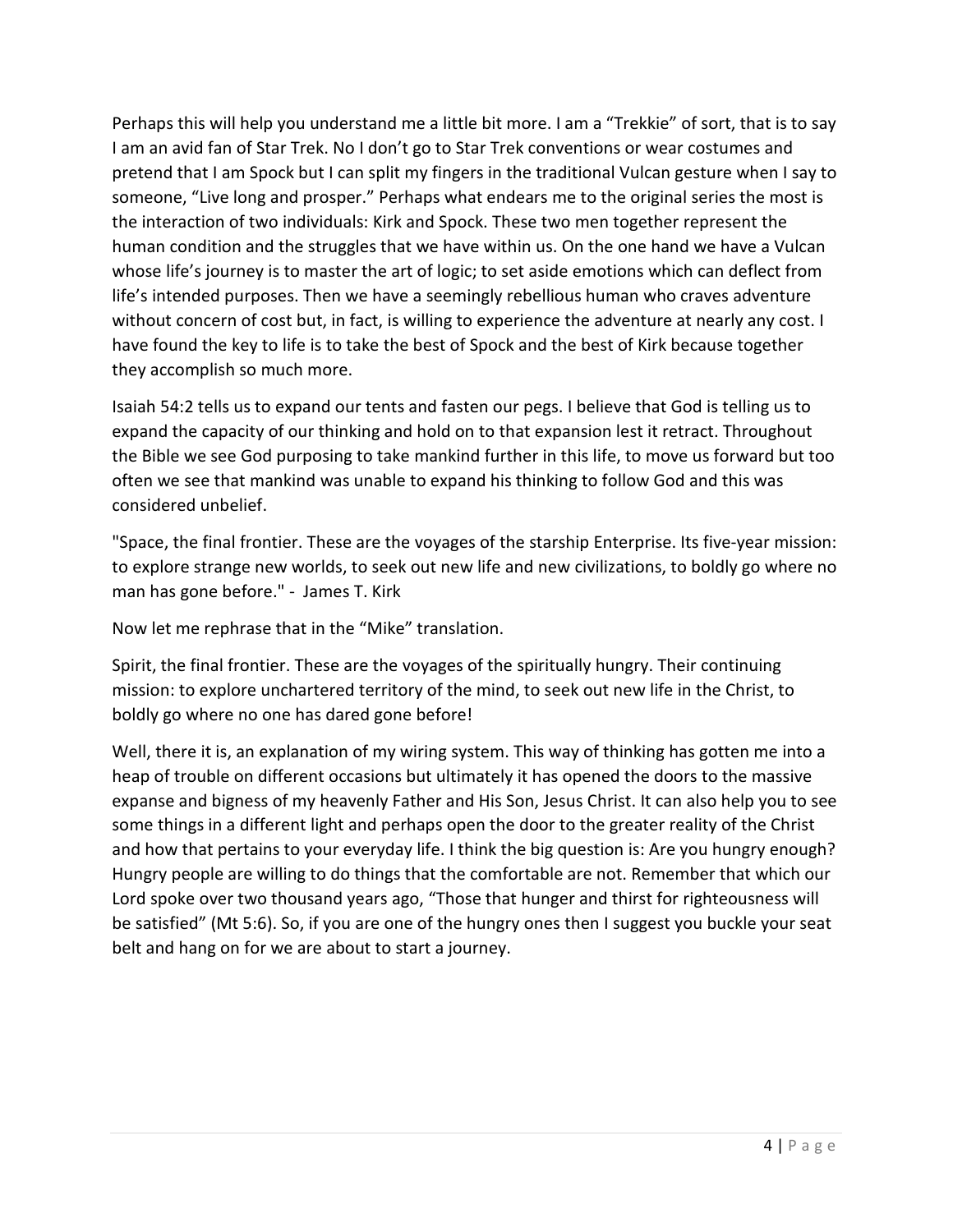Perhaps this will help you understand me a little bit more. I am a "Trekkie" of sort, that is to say I am an avid fan of Star Trek. No I don't go to Star Trek conventions or wear costumes and pretend that I am Spock but I can split my fingers in the traditional Vulcan gesture when I say to someone, "Live long and prosper." Perhaps what endears me to the original series the most is the interaction of two individuals: Kirk and Spock. These two men together represent the human condition and the struggles that we have within us. On the one hand we have a Vulcan whose life's journey is to master the art of logic; to set aside emotions which can deflect from life's intended purposes. Then we have a seemingly rebellious human who craves adventure without concern of cost but, in fact, is willing to experience the adventure at nearly any cost. I have found the key to life is to take the best of Spock and the best of Kirk because together they accomplish so much more.

Isaiah 54:2 tells us to expand our tents and fasten our pegs. I believe that God is telling us to expand the capacity of our thinking and hold on to that expansion lest it retract. Throughout the Bible we see God purposing to take mankind further in this life, to move us forward but too often we see that mankind was unable to expand his thinking to follow God and this was considered unbelief.

"Space, the final frontier. These are the voyages of the starship Enterprise. Its five-year mission: to explore strange new worlds, to seek out new life and new civilizations, to boldly go where no man has gone before." - James T. Kirk

Now let me rephrase that in the "Mike" translation.

Spirit, the final frontier. These are the voyages of the spiritually hungry. Their continuing mission: to explore unchartered territory of the mind, to seek out new life in the Christ, to boldly go where no one has dared gone before!

Well, there it is, an explanation of my wiring system. This way of thinking has gotten me into a heap of trouble on different occasions but ultimately it has opened the doors to the massive expanse and bigness of my heavenly Father and His Son, Jesus Christ. It can also help you to see some things in a different light and perhaps open the door to the greater reality of the Christ and how that pertains to your everyday life. I think the big question is: Are you hungry enough? Hungry people are willing to do things that the comfortable are not. Remember that which our Lord spoke over two thousand years ago, "Those that hunger and thirst for righteousness will be satisfied" (Mt 5:6). So, if you are one of the hungry ones then I suggest you buckle your seat belt and hang on for we are about to start a journey.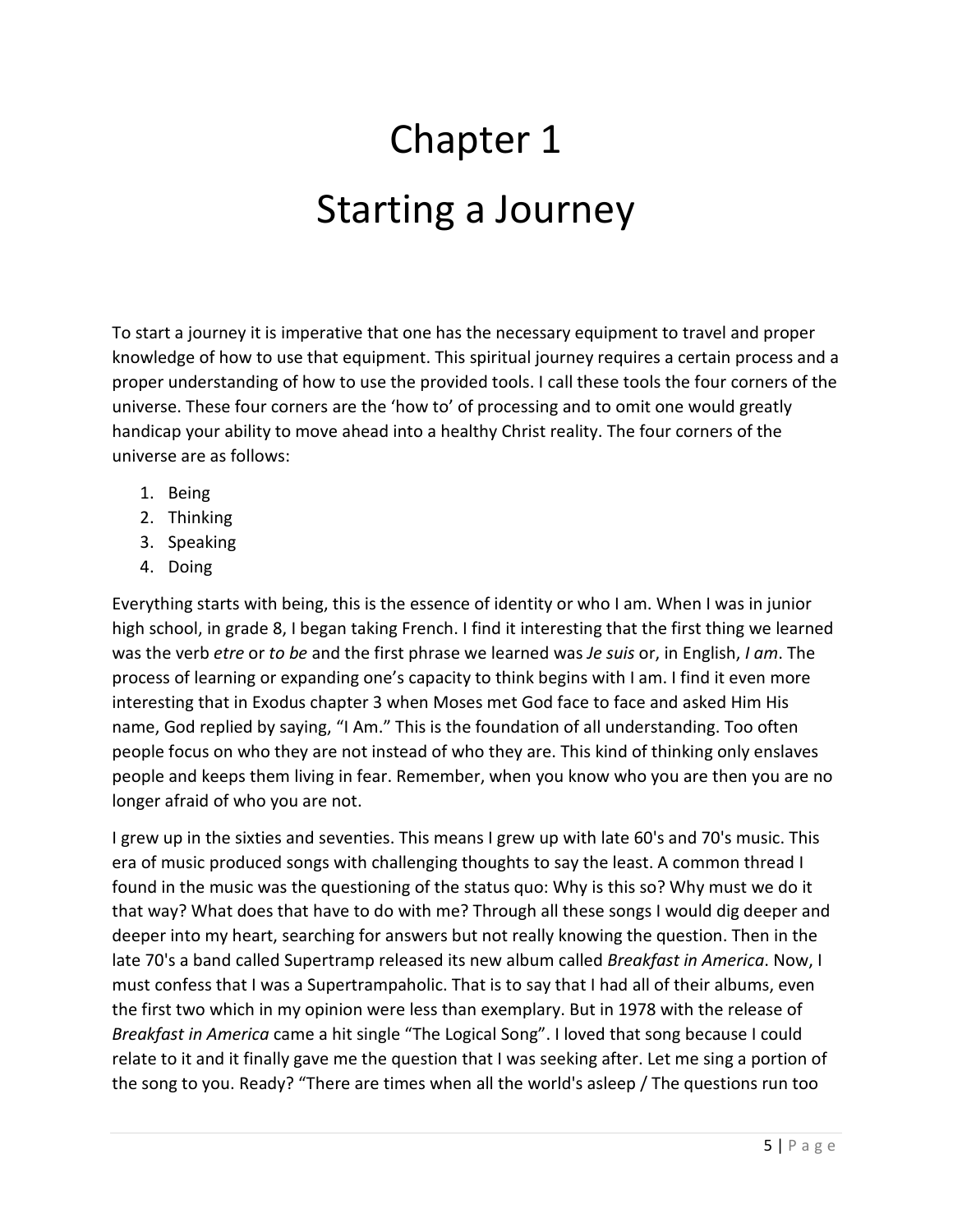# Chapter 1

# Starting a Journey

To start a journey it is imperative that one has the necessary equipment to travel and proper knowledge of how to use that equipment. This spiritual journey requires a certain process and a proper understanding of how to use the provided tools. I call these tools the four corners of the universe. These four corners are the 'how to' of processing and to omit one would greatly handicap your ability to move ahead into a healthy Christ reality. The four corners of the universe are as follows:

1. Being
2. Thinking
3. Speaking
4. Doing

Everything starts with being, this is the essence of identity or who I am. When I was in junior high school, in grade 8, I began taking French. I find it interesting that the first thing we learned was the verb *etre* or *to be* and the first phrase we learned was *Je suis* or, in English, *I am*. The process of learning or expanding one's capacity to think begins with I am. I find it even more interesting that in Exodus chapter 3 when Moses met God face to face and asked Him His name, God replied by saying, "I Am." This is the foundation of all understanding. Too often people focus on who they are not instead of who they are. This kind of thinking only enslaves people and keeps them living in fear. Remember, when you know who you are then you are no longer afraid of who you are not.

I grew up in the sixties and seventies. This means I grew up with late 60's and 70's music. This era of music produced songs with challenging thoughts to say the least. A common thread I found in the music was the questioning of the status quo: Why is this so? Why must we do it that way? What does that have to do with me? Through all these songs I would dig deeper and deeper into my heart, searching for answers but not really knowing the question. Then in the late 70's a band called Supertramp released its new album called *Breakfast in America*. Now, I must confess that I was a Supertrampaholic. That is to say that I had all of their albums, even the first two which in my opinion were less than exemplary. But in 1978 with the release of *Breakfast in America* came a hit single "The Logical Song". I loved that song because I could relate to it and it finally gave me the question that I was seeking after. Let me sing a portion of the song to you. Ready? "There are times when all the world's asleep / The questions run too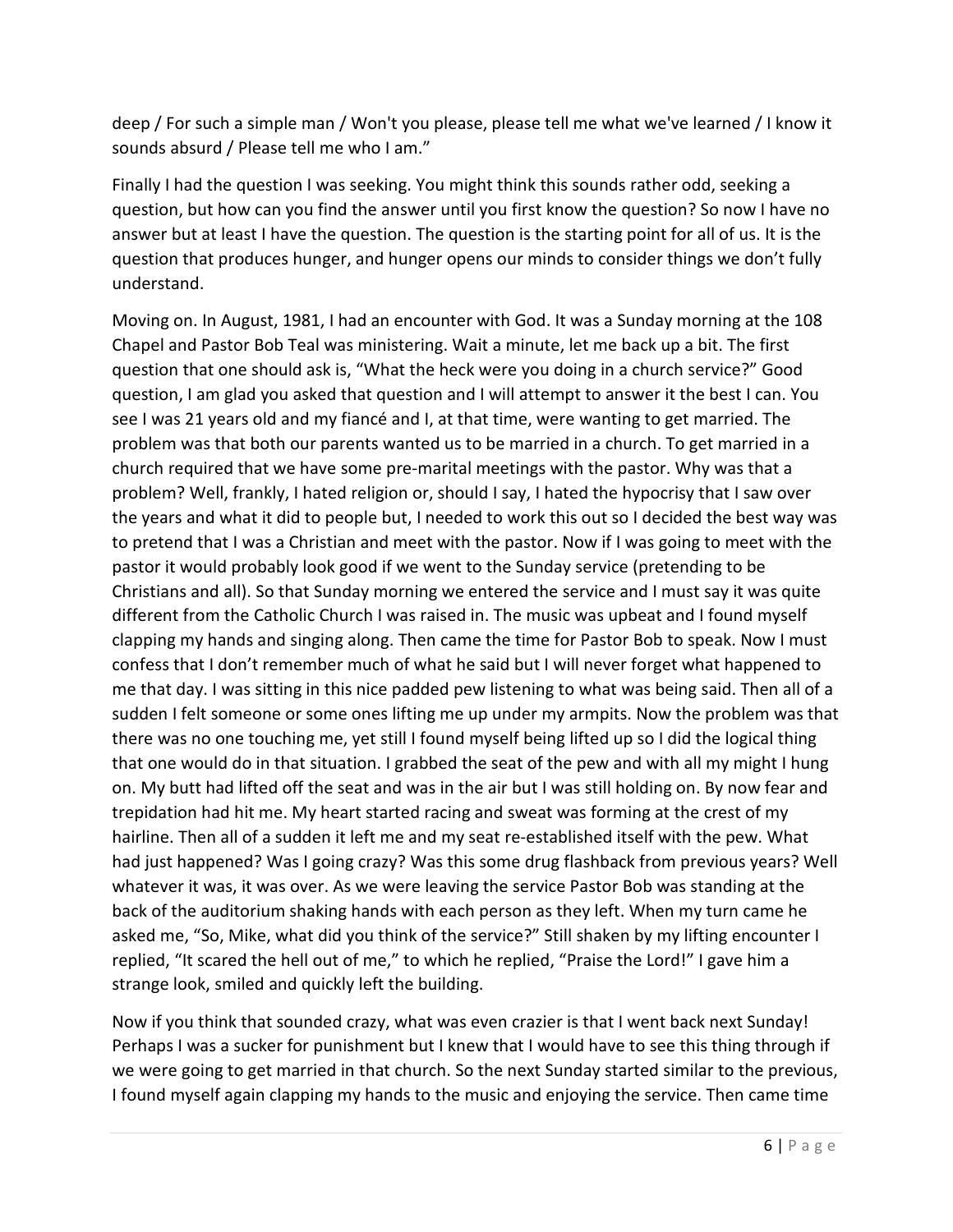deep / For such a simple man / Won't you please, please tell me what we've learned / I know it sounds absurd / Please tell me who I am."

Finally I had the question I was seeking. You might think this sounds rather odd, seeking a question, but how can you find the answer until you first know the question? So now I have no answer but at least I have the question. The question is the starting point for all of us. It is the question that produces hunger, and hunger opens our minds to consider things we don't fully understand.

Moving on. In August, 1981, I had an encounter with God. It was a Sunday morning at the 108 Chapel and Pastor Bob Teal was ministering. Wait a minute, let me back up a bit. The first question that one should ask is, "What the heck were you doing in a church service?" Good question, I am glad you asked that question and I will attempt to answer it the best I can. You see I was 21 years old and my fiancé and I, at that time, were wanting to get married. The problem was that both our parents wanted us to be married in a church. To get married in a church required that we have some pre-marital meetings with the pastor. Why was that a problem? Well, frankly, I hated religion or, should I say, I hated the hypocrisy that I saw over the years and what it did to people but, I needed to work this out so I decided the best way was to pretend that I was a Christian and meet with the pastor. Now if I was going to meet with the pastor it would probably look good if we went to the Sunday service (pretending to be Christians and all). So that Sunday morning we entered the service and I must say it was quite different from the Catholic Church I was raised in. The music was upbeat and I found myself clapping my hands and singing along. Then came the time for Pastor Bob to speak. Now I must confess that I don't remember much of what he said but I will never forget what happened to me that day. I was sitting in this nice padded pew listening to what was being said. Then all of a sudden I felt someone or some ones lifting me up under my armpits. Now the problem was that there was no one touching me, yet still I found myself being lifted up so I did the logical thing that one would do in that situation. I grabbed the seat of the pew and with all my might I hung on. My butt had lifted off the seat and was in the air but I was still holding on. By now fear and trepidation had hit me. My heart started racing and sweat was forming at the crest of my hairline. Then all of a sudden it left me and my seat re-established itself with the pew. What had just happened? Was I going crazy? Was this some drug flashback from previous years? Well whatever it was, it was over. As we were leaving the service Pastor Bob was standing at the back of the auditorium shaking hands with each person as they left. When my turn came he asked me, "So, Mike, what did you think of the service?" Still shaken by my lifting encounter I replied, "It scared the hell out of me," to which he replied, "Praise the Lord!" I gave him a strange look, smiled and quickly left the building.

Now if you think that sounded crazy, what was even crazier is that I went back next Sunday! Perhaps I was a sucker for punishment but I knew that I would have to see this thing through if we were going to get married in that church. So the next Sunday started similar to the previous, I found myself again clapping my hands to the music and enjoying the service. Then came time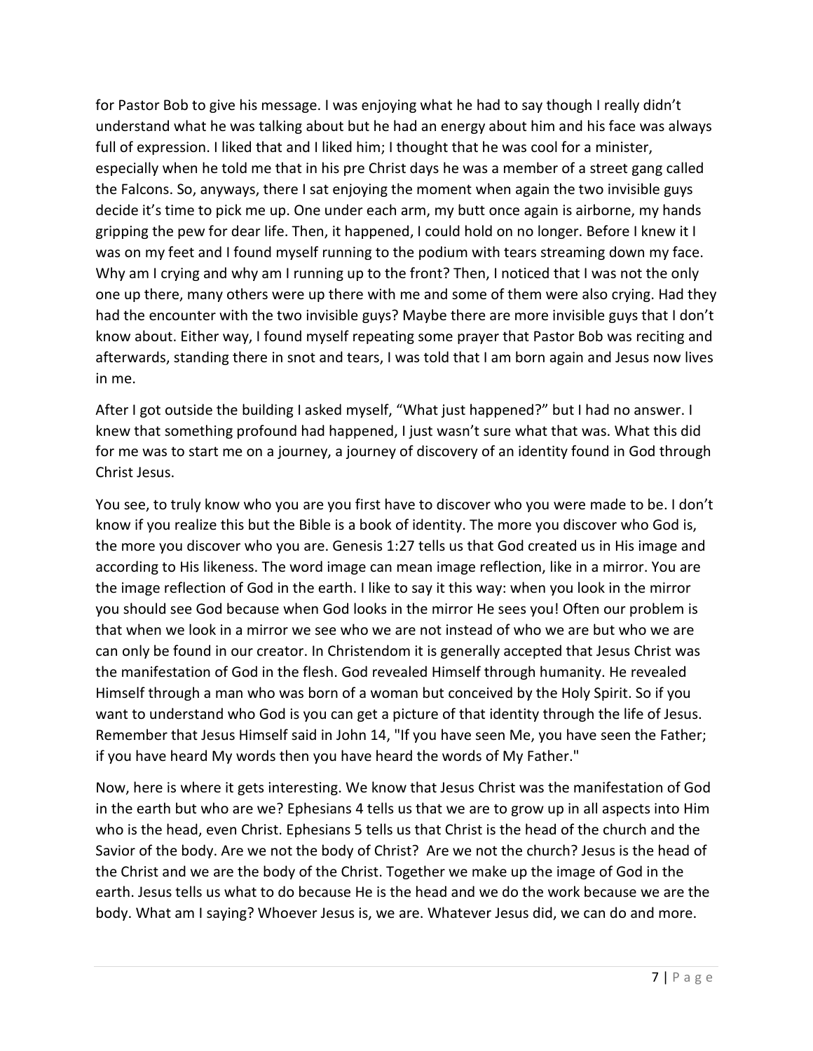for Pastor Bob to give his message. I was enjoying what he had to say though I really didn't understand what he was talking about but he had an energy about him and his face was always full of expression. I liked that and I liked him; I thought that he was cool for a minister, especially when he told me that in his pre Christ days he was a member of a street gang called the Falcons. So, anyways, there I sat enjoying the moment when again the two invisible guys decide it's time to pick me up. One under each arm, my butt once again is airborne, my hands gripping the pew for dear life. Then, it happened, I could hold on no longer. Before I knew it I was on my feet and I found myself running to the podium with tears streaming down my face. Why am I crying and why am I running up to the front? Then, I noticed that I was not the only one up there, many others were up there with me and some of them were also crying. Had they had the encounter with the two invisible guys? Maybe there are more invisible guys that I don't know about. Either way, I found myself repeating some prayer that Pastor Bob was reciting and afterwards, standing there in snot and tears, I was told that I am born again and Jesus now lives in me.

After I got outside the building I asked myself, "What just happened?" but I had no answer. I knew that something profound had happened, I just wasn't sure what that was. What this did for me was to start me on a journey, a journey of discovery of an identity found in God through Christ Jesus.

You see, to truly know who you are you first have to discover who you were made to be. I don't know if you realize this but the Bible is a book of identity. The more you discover who God is, the more you discover who you are. Genesis 1:27 tells us that God created us in His image and according to His likeness. The word image can mean image reflection, like in a mirror. You are the image reflection of God in the earth. I like to say it this way: when you look in the mirror you should see God because when God looks in the mirror He sees you! Often our problem is that when we look in a mirror we see who we are not instead of who we are but who we are can only be found in our creator. In Christendom it is generally accepted that Jesus Christ was the manifestation of God in the flesh. God revealed Himself through humanity. He revealed Himself through a man who was born of a woman but conceived by the Holy Spirit. So if you want to understand who God is you can get a picture of that identity through the life of Jesus. Remember that Jesus Himself said in John 14, "If you have seen Me, you have seen the Father; if you have heard My words then you have heard the words of My Father."

Now, here is where it gets interesting. We know that Jesus Christ was the manifestation of God in the earth but who are we? Ephesians 4 tells us that we are to grow up in all aspects into Him who is the head, even Christ. Ephesians 5 tells us that Christ is the head of the church and the Savior of the body. Are we not the body of Christ? Are we not the church? Jesus is the head of the Christ and we are the body of the Christ. Together we make up the image of God in the earth. Jesus tells us what to do because He is the head and we do the work because we are the body. What am I saying? Whoever Jesus is, we are. Whatever Jesus did, we can do and more.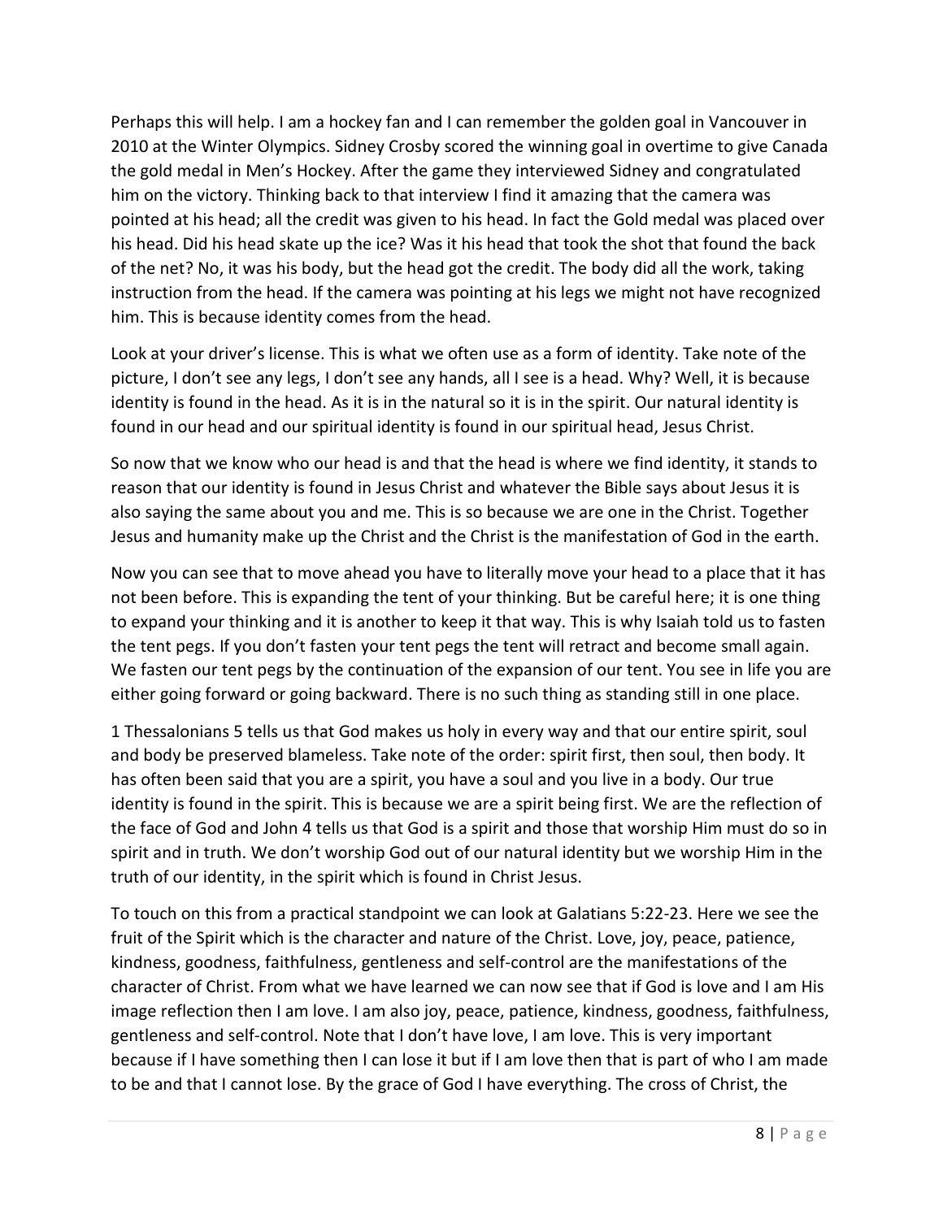Perhaps this will help. I am a hockey fan and I can remember the golden goal in Vancouver in 2010 at the Winter Olympics. Sidney Crosby scored the winning goal in overtime to give Canada the gold medal in Men's Hockey. After the game they interviewed Sidney and congratulated him on the victory. Thinking back to that interview I find it amazing that the camera was pointed at his head; all the credit was given to his head. In fact the Gold medal was placed over his head. Did his head skate up the ice? Was it his head that took the shot that found the back of the net? No, it was his body, but the head got the credit. The body did all the work, taking instruction from the head. If the camera was pointing at his legs we might not have recognized him. This is because identity comes from the head.

Look at your driver's license. This is what we often use as a form of identity. Take note of the picture, I don't see any legs, I don't see any hands, all I see is a head. Why? Well, it is because identity is found in the head. As it is in the natural so it is in the spirit. Our natural identity is found in our head and our spiritual identity is found in our spiritual head, Jesus Christ.

So now that we know who our head is and that the head is where we find identity, it stands to reason that our identity is found in Jesus Christ and whatever the Bible says about Jesus it is also saying the same about you and me. This is so because we are one in the Christ. Together Jesus and humanity make up the Christ and the Christ is the manifestation of God in the earth.

Now you can see that to move ahead you have to literally move your head to a place that it has not been before. This is expanding the tent of your thinking. But be careful here; it is one thing to expand your thinking and it is another to keep it that way. This is why Isaiah told us to fasten the tent pegs. If you don't fasten your tent pegs the tent will retract and become small again. We fasten our tent pegs by the continuation of the expansion of our tent. You see in life you are either going forward or going backward. There is no such thing as standing still in one place.

1 Thessalonians 5 tells us that God makes us holy in every way and that our entire spirit, soul and body be preserved blameless. Take note of the order: spirit first, then soul, then body. It has often been said that you are a spirit, you have a soul and you live in a body. Our true identity is found in the spirit. This is because we are a spirit being first. We are the reflection of the face of God and John 4 tells us that God is a spirit and those that worship Him must do so in spirit and in truth. We don't worship God out of our natural identity but we worship Him in the truth of our identity, in the spirit which is found in Christ Jesus.

To touch on this from a practical standpoint we can look at Galatians 5:22-23. Here we see the fruit of the Spirit which is the character and nature of the Christ. Love, joy, peace, patience, kindness, goodness, faithfulness, gentleness and self-control are the manifestations of the character of Christ. From what we have learned we can now see that if God is love and I am His image reflection then I am love. I am also joy, peace, patience, kindness, goodness, faithfulness, gentleness and self-control. Note that I don't have love, I am love. This is very important because if I have something then I can lose it but if I am love then that is part of who I am made to be and that I cannot lose. By the grace of God I have everything. The cross of Christ, the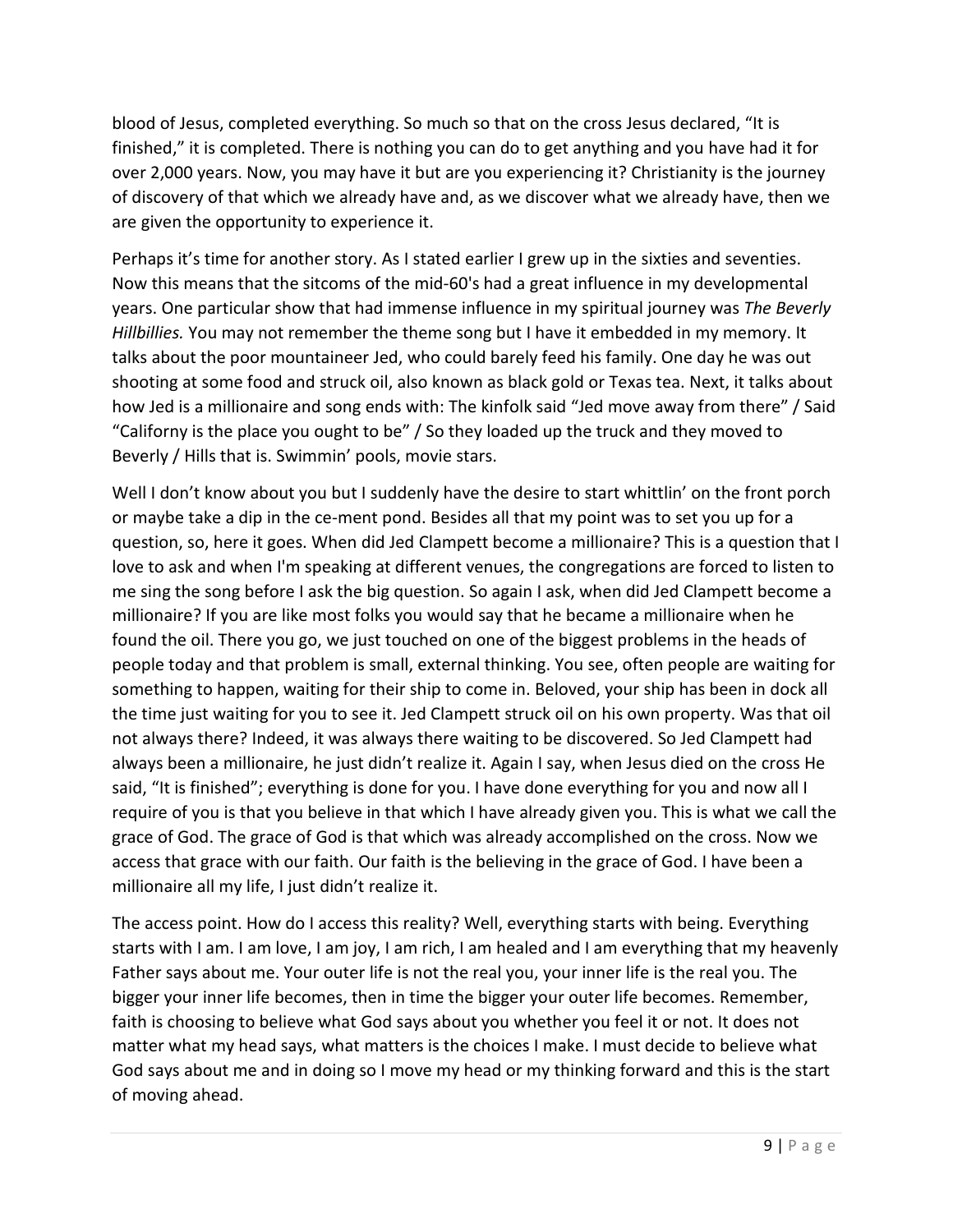blood of Jesus, completed everything. So much so that on the cross Jesus declared, “It is finished,” it is completed. There is nothing you can do to get anything and you have had it for over 2,000 years. Now, you may have it but are you experiencing it? Christianity is the journey of discovery of that which we already have and, as we discover what we already have, then we are given the opportunity to experience it.

Perhaps it’s time for another story. As I stated earlier I grew up in the sixties and seventies. Now this means that the sitcoms of the mid-60's had a great influence in my developmental years. One particular show that had immense influence in my spiritual journey was *The Beverly Hillbillies.* You may not remember the theme song but I have it embedded in my memory. It talks about the poor mountaineer Jed, who could barely feed his family. One day he was out shooting at some food and struck oil, also known as black gold or Texas tea. Next, it talks about how Jed is a millionaire and song ends with: The kinfolk said “Jed move away from there” / Said “Californy is the place you ought to be” / So they loaded up the truck and they moved to Beverly / Hills that is. Swimmin’ pools, movie stars.

Well I don’t know about you but I suddenly have the desire to start whittlin’ on the front porch or maybe take a dip in the ce-ment pond. Besides all that my point was to set you up for a question, so, here it goes. When did Jed Clampett become a millionaire? This is a question that I love to ask and when I'm speaking at different venues, the congregations are forced to listen to me sing the song before I ask the big question. So again I ask, when did Jed Clampett become a millionaire? If you are like most folks you would say that he became a millionaire when he found the oil. There you go, we just touched on one of the biggest problems in the heads of people today and that problem is small, external thinking. You see, often people are waiting for something to happen, waiting for their ship to come in. Beloved, your ship has been in dock all the time just waiting for you to see it. Jed Clampett struck oil on his own property. Was that oil not always there? Indeed, it was always there waiting to be discovered. So Jed Clampett had always been a millionaire, he just didn’t realize it. Again I say, when Jesus died on the cross He said, “It is finished”; everything is done for you. I have done everything for you and now all I require of you is that you believe in that which I have already given you. This is what we call the grace of God. The grace of God is that which was already accomplished on the cross. Now we access that grace with our faith. Our faith is the believing in the grace of God. I have been a millionaire all my life, I just didn’t realize it.

The access point. How do I access this reality? Well, everything starts with being. Everything starts with I am. I am love, I am joy, I am rich, I am healed and I am everything that my heavenly Father says about me. Your outer life is not the real you, your inner life is the real you. The bigger your inner life becomes, then in time the bigger your outer life becomes. Remember, faith is choosing to believe what God says about you whether you feel it or not. It does not matter what my head says, what matters is the choices I make. I must decide to believe what God says about me and in doing so I move my head or my thinking forward and this is the start of moving ahead.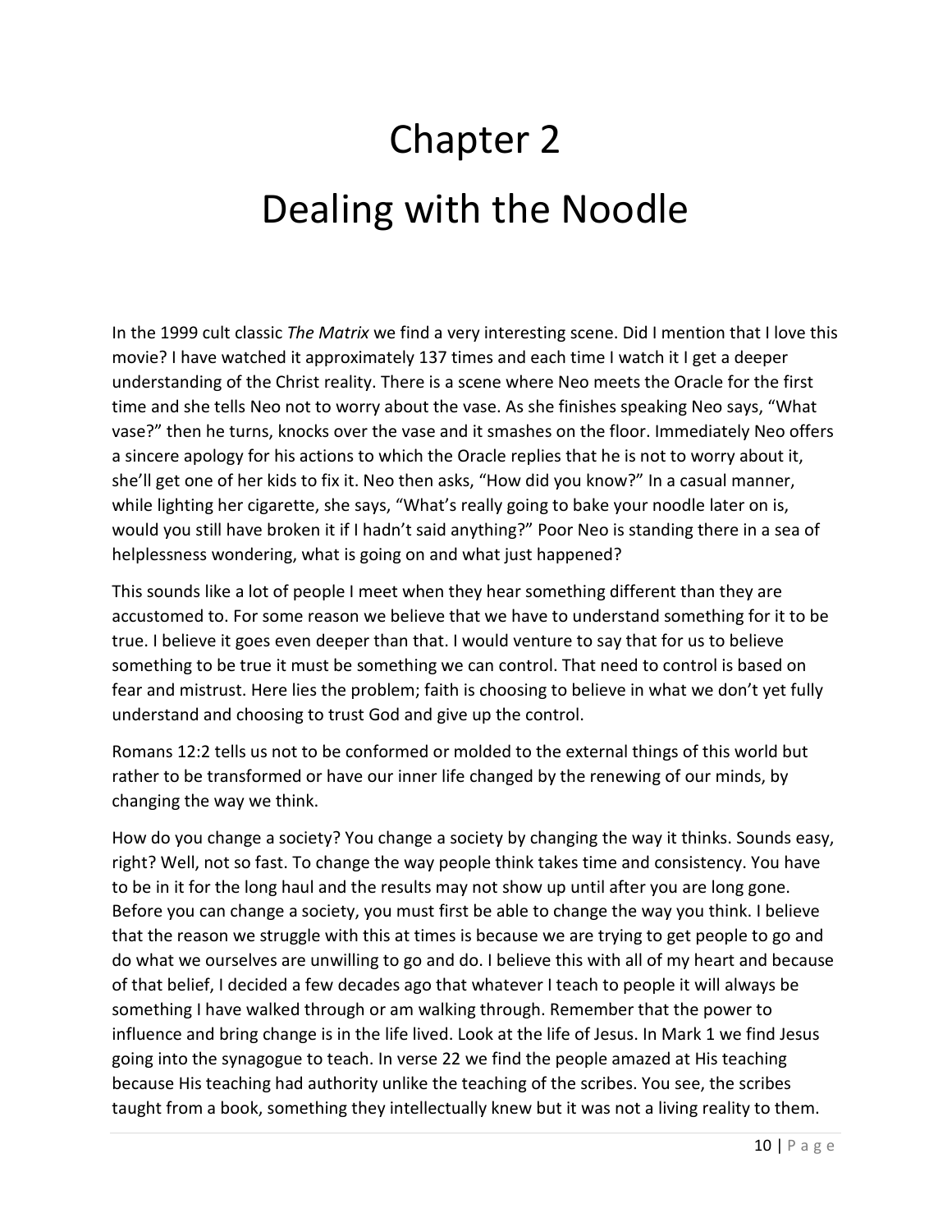# Chapter 2

# Dealing with the Noodle

In the 1999 cult classic *The Matrix* we find a very interesting scene. Did I mention that I love this movie? I have watched it approximately 137 times and each time I watch it I get a deeper understanding of the Christ reality. There is a scene where Neo meets the Oracle for the first time and she tells Neo not to worry about the vase. As she finishes speaking Neo says, "What vase?" then he turns, knocks over the vase and it smashes on the floor. Immediately Neo offers a sincere apology for his actions to which the Oracle replies that he is not to worry about it, she'll get one of her kids to fix it. Neo then asks, "How did you know?" In a casual manner, while lighting her cigarette, she says, "What's really going to bake your noodle later on is, would you still have broken it if I hadn't said anything?" Poor Neo is standing there in a sea of helplessness wondering, what is going on and what just happened?

This sounds like a lot of people I meet when they hear something different than they are accustomed to. For some reason we believe that we have to understand something for it to be true. I believe it goes even deeper than that. I would venture to say that for us to believe something to be true it must be something we can control. That need to control is based on fear and mistrust. Here lies the problem; faith is choosing to believe in what we don't yet fully understand and choosing to trust God and give up the control.

Romans 12:2 tells us not to be conformed or molded to the external things of this world but rather to be transformed or have our inner life changed by the renewing of our minds, by changing the way we think.

How do you change a society? You change a society by changing the way it thinks. Sounds easy, right? Well, not so fast. To change the way people think takes time and consistency. You have to be in it for the long haul and the results may not show up until after you are long gone. Before you can change a society, you must first be able to change the way you think. I believe that the reason we struggle with this at times is because we are trying to get people to go and do what we ourselves are unwilling to go and do. I believe this with all of my heart and because of that belief, I decided a few decades ago that whatever I teach to people it will always be something I have walked through or am walking through. Remember that the power to influence and bring change is in the life lived. Look at the life of Jesus. In Mark 1 we find Jesus going into the synagogue to teach. In verse 22 we find the people amazed at His teaching because His teaching had authority unlike the teaching of the scribes. You see, the scribes taught from a book, something they intellectually knew but it was not a living reality to them.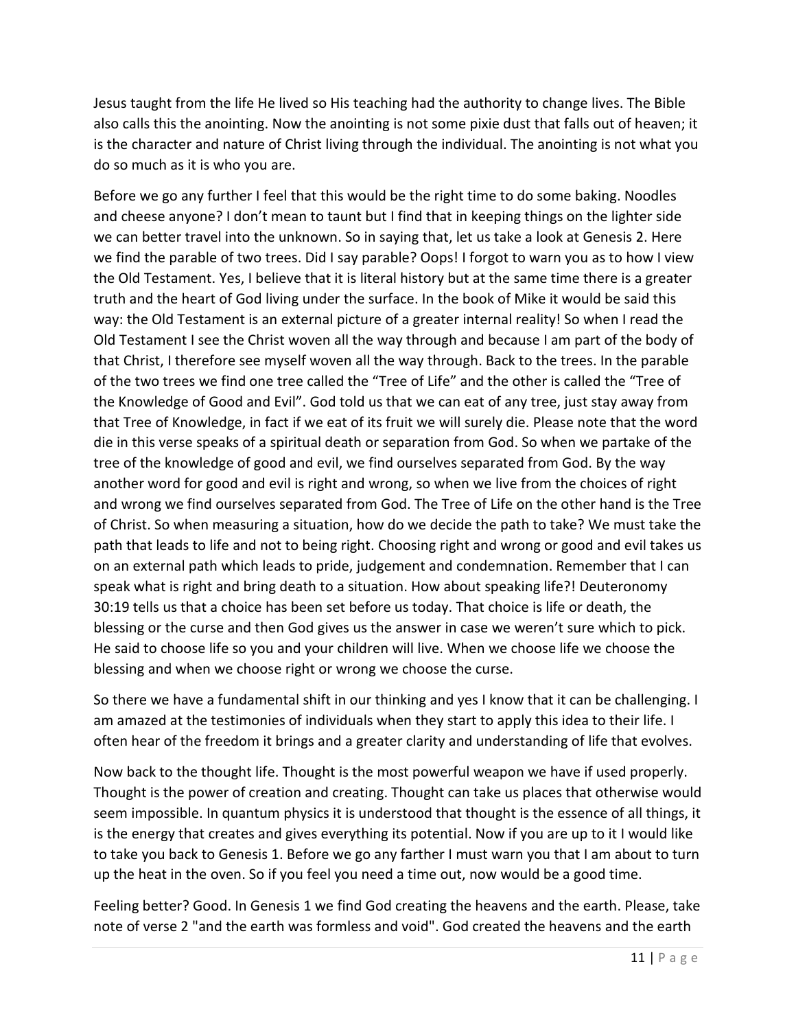Jesus taught from the life He lived so His teaching had the authority to change lives. The Bible also calls this the anointing. Now the anointing is not some pixie dust that falls out of heaven; it is the character and nature of Christ living through the individual. The anointing is not what you do so much as it is who you are.

Before we go any further I feel that this would be the right time to do some baking. Noodles and cheese anyone? I don't mean to taunt but I find that in keeping things on the lighter side we can better travel into the unknown. So in saying that, let us take a look at Genesis 2. Here we find the parable of two trees. Did I say parable? Oops! I forgot to warn you as to how I view the Old Testament. Yes, I believe that it is literal history but at the same time there is a greater truth and the heart of God living under the surface. In the book of Mike it would be said this way: the Old Testament is an external picture of a greater internal reality! So when I read the Old Testament I see the Christ woven all the way through and because I am part of the body of that Christ, I therefore see myself woven all the way through. Back to the trees. In the parable of the two trees we find one tree called the "Tree of Life" and the other is called the "Tree of the Knowledge of Good and Evil". God told us that we can eat of any tree, just stay away from that Tree of Knowledge, in fact if we eat of its fruit we will surely die. Please note that the word die in this verse speaks of a spiritual death or separation from God. So when we partake of the tree of the knowledge of good and evil, we find ourselves separated from God. By the way another word for good and evil is right and wrong, so when we live from the choices of right and wrong we find ourselves separated from God. The Tree of Life on the other hand is the Tree of Christ. So when measuring a situation, how do we decide the path to take? We must take the path that leads to life and not to being right. Choosing right and wrong or good and evil takes us on an external path which leads to pride, judgement and condemnation. Remember that I can speak what is right and bring death to a situation. How about speaking life?! Deuteronomy 30:19 tells us that a choice has been set before us today. That choice is life or death, the blessing or the curse and then God gives us the answer in case we weren't sure which to pick. He said to choose life so you and your children will live. When we choose life we choose the blessing and when we choose right or wrong we choose the curse.

So there we have a fundamental shift in our thinking and yes I know that it can be challenging. I am amazed at the testimonies of individuals when they start to apply this idea to their life. I often hear of the freedom it brings and a greater clarity and understanding of life that evolves.

Now back to the thought life. Thought is the most powerful weapon we have if used properly. Thought is the power of creation and creating. Thought can take us places that otherwise would seem impossible. In quantum physics it is understood that thought is the essence of all things, it is the energy that creates and gives everything its potential. Now if you are up to it I would like to take you back to Genesis 1. Before we go any farther I must warn you that I am about to turn up the heat in the oven. So if you feel you need a time out, now would be a good time.

Feeling better? Good. In Genesis 1 we find God creating the heavens and the earth. Please, take note of verse 2 "and the earth was formless and void". God created the heavens and the earth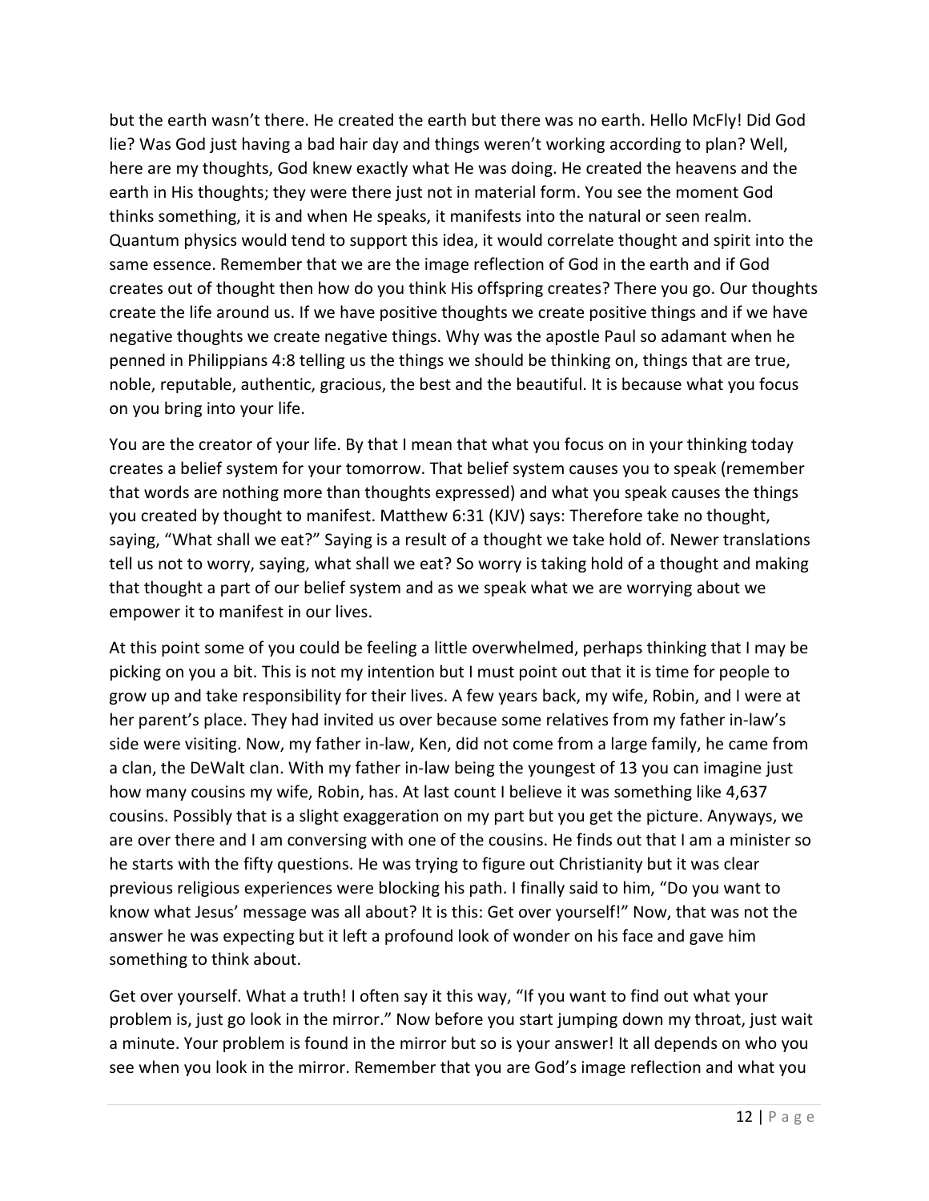but the earth wasn't there. He created the earth but there was no earth. Hello McFly! Did God lie? Was God just having a bad hair day and things weren't working according to plan? Well, here are my thoughts, God knew exactly what He was doing. He created the heavens and the earth in His thoughts; they were there just not in material form. You see the moment God thinks something, it is and when He speaks, it manifests into the natural or seen realm. Quantum physics would tend to support this idea, it would correlate thought and spirit into the same essence. Remember that we are the image reflection of God in the earth and if God creates out of thought then how do you think His offspring creates? There you go. Our thoughts create the life around us. If we have positive thoughts we create positive things and if we have negative thoughts we create negative things. Why was the apostle Paul so adamant when he penned in Philippians 4:8 telling us the things we should be thinking on, things that are true, noble, reputable, authentic, gracious, the best and the beautiful. It is because what you focus on you bring into your life.

You are the creator of your life. By that I mean that what you focus on in your thinking today creates a belief system for your tomorrow. That belief system causes you to speak (remember that words are nothing more than thoughts expressed) and what you speak causes the things you created by thought to manifest. Matthew 6:31 (KJV) says: Therefore take no thought, saying, "What shall we eat?" Saying is a result of a thought we take hold of. Newer translations tell us not to worry, saying, what shall we eat? So worry is taking hold of a thought and making that thought a part of our belief system and as we speak what we are worrying about we empower it to manifest in our lives.

At this point some of you could be feeling a little overwhelmed, perhaps thinking that I may be picking on you a bit. This is not my intention but I must point out that it is time for people to grow up and take responsibility for their lives. A few years back, my wife, Robin, and I were at her parent's place. They had invited us over because some relatives from my father in-law's side were visiting. Now, my father in-law, Ken, did not come from a large family, he came from a clan, the DeWalt clan. With my father in-law being the youngest of 13 you can imagine just how many cousins my wife, Robin, has. At last count I believe it was something like 4,637 cousins. Possibly that is a slight exaggeration on my part but you get the picture. Anyways, we are over there and I am conversing with one of the cousins. He finds out that I am a minister so he starts with the fifty questions. He was trying to figure out Christianity but it was clear previous religious experiences were blocking his path. I finally said to him, "Do you want to know what Jesus' message was all about? It is this: Get over yourself!" Now, that was not the answer he was expecting but it left a profound look of wonder on his face and gave him something to think about.

Get over yourself. What a truth! I often say it this way, "If you want to find out what your problem is, just go look in the mirror." Now before you start jumping down my throat, just wait a minute. Your problem is found in the mirror but so is your answer! It all depends on who you see when you look in the mirror. Remember that you are God's image reflection and what you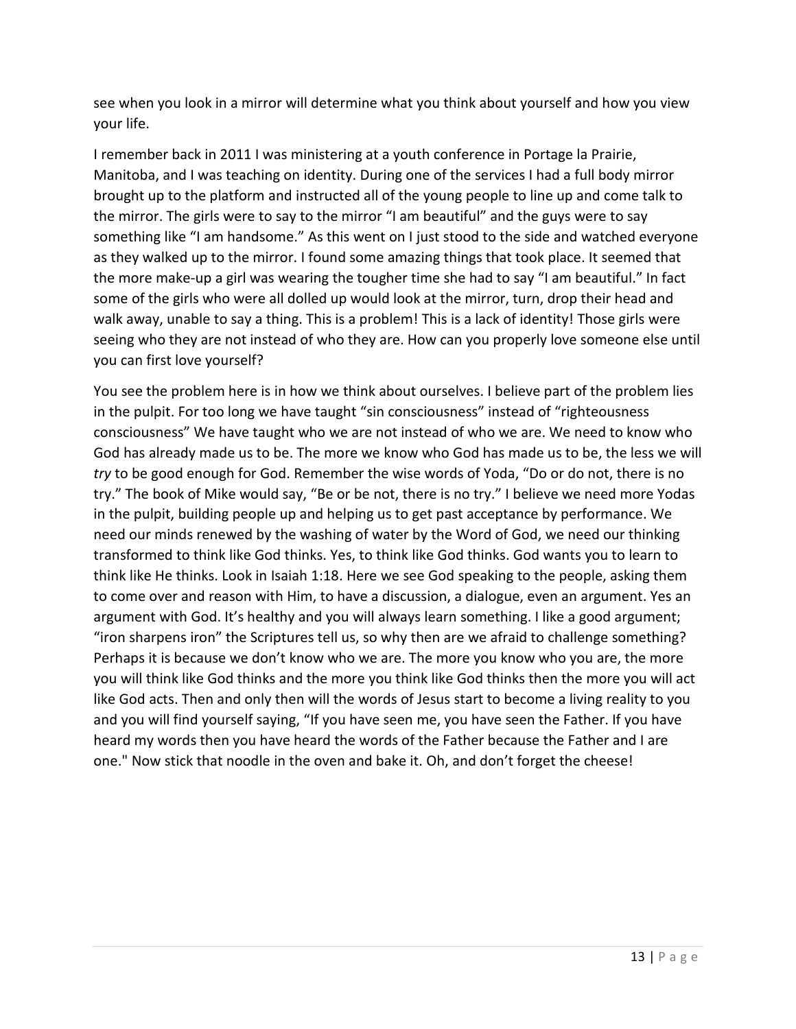see when you look in a mirror will determine what you think about yourself and how you view your life.

I remember back in 2011 I was ministering at a youth conference in Portage la Prairie, Manitoba, and I was teaching on identity. During one of the services I had a full body mirror brought up to the platform and instructed all of the young people to line up and come talk to the mirror. The girls were to say to the mirror "I am beautiful" and the guys were to say something like "I am handsome." As this went on I just stood to the side and watched everyone as they walked up to the mirror. I found some amazing things that took place. It seemed that the more make-up a girl was wearing the tougher time she had to say "I am beautiful." In fact some of the girls who were all dolled up would look at the mirror, turn, drop their head and walk away, unable to say a thing. This is a problem! This is a lack of identity! Those girls were seeing who they are not instead of who they are. How can you properly love someone else until you can first love yourself?

You see the problem here is in how we think about ourselves. I believe part of the problem lies in the pulpit. For too long we have taught "sin consciousness" instead of "righteousness consciousness" We have taught who we are not instead of who we are. We need to know who God has already made us to be. The more we know who God has made us to be, the less we will *try* to be good enough for God. Remember the wise words of Yoda, "Do or do not, there is no try." The book of Mike would say, "Be or be not, there is no try." I believe we need more Yodas in the pulpit, building people up and helping us to get past acceptance by performance. We need our minds renewed by the washing of water by the Word of God, we need our thinking transformed to think like God thinks. Yes, to think like God thinks. God wants you to learn to think like He thinks. Look in Isaiah 1:18. Here we see God speaking to the people, asking them to come over and reason with Him, to have a discussion, a dialogue, even an argument. Yes an argument with God. It's healthy and you will always learn something. I like a good argument; "iron sharpens iron" the Scriptures tell us, so why then are we afraid to challenge something? Perhaps it is because we don't know who we are. The more you know who you are, the more you will think like God thinks and the more you think like God thinks then the more you will act like God acts. Then and only then will the words of Jesus start to become a living reality to you and you will find yourself saying, "If you have seen me, you have seen the Father. If you have heard my words then you have heard the words of the Father because the Father and I are one." Now stick that noodle in the oven and bake it. Oh, and don't forget the cheese!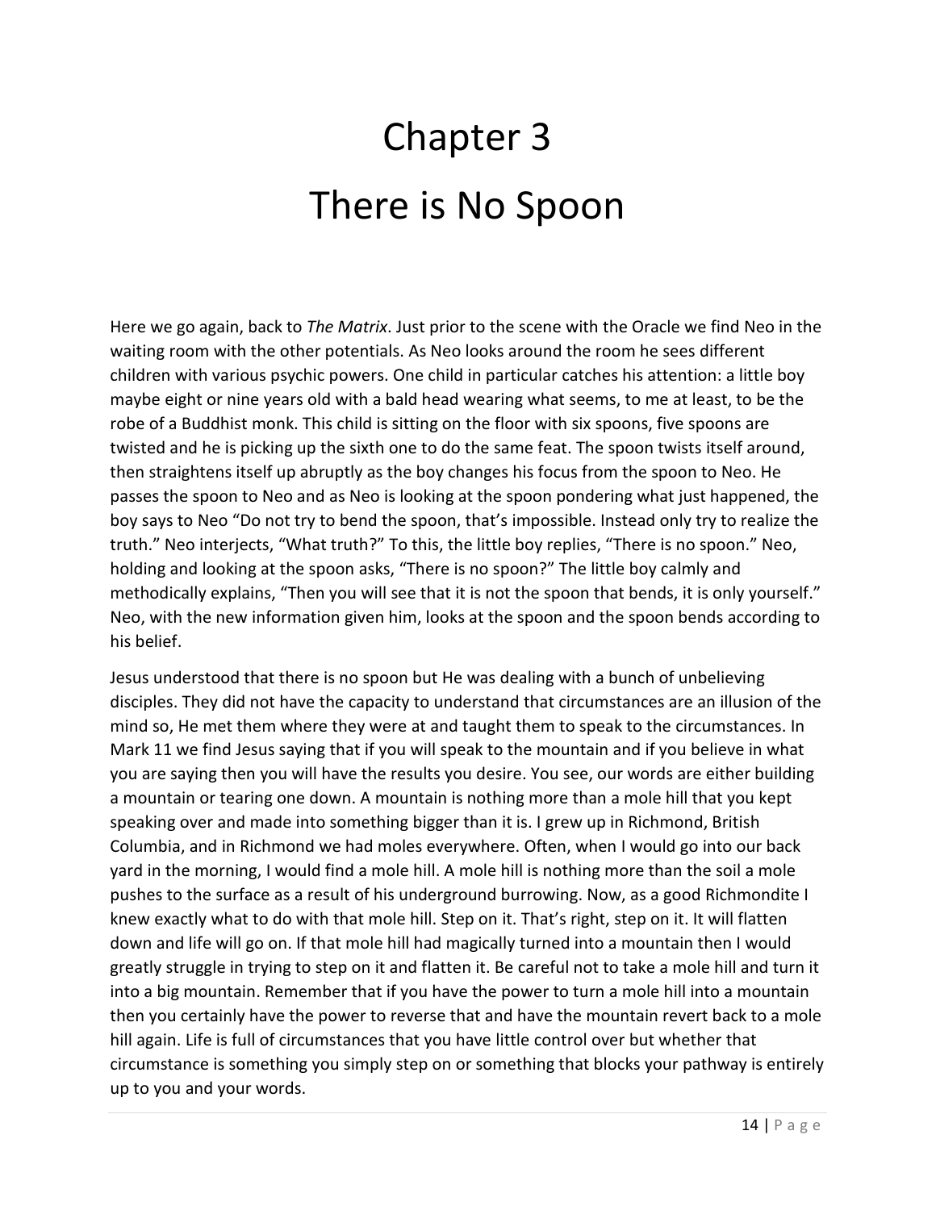# Chapter 3

# There is No Spoon

Here we go again, back to *The Matrix*. Just prior to the scene with the Oracle we find Neo in the waiting room with the other potentials. As Neo looks around the room he sees different children with various psychic powers. One child in particular catches his attention: a little boy maybe eight or nine years old with a bald head wearing what seems, to me at least, to be the robe of a Buddhist monk. This child is sitting on the floor with six spoons, five spoons are twisted and he is picking up the sixth one to do the same feat. The spoon twists itself around, then straightens itself up abruptly as the boy changes his focus from the spoon to Neo. He passes the spoon to Neo and as Neo is looking at the spoon pondering what just happened, the boy says to Neo "Do not try to bend the spoon, that's impossible. Instead only try to realize the truth." Neo interjects, "What truth?" To this, the little boy replies, "There is no spoon." Neo, holding and looking at the spoon asks, "There is no spoon?" The little boy calmly and methodically explains, "Then you will see that it is not the spoon that bends, it is only yourself." Neo, with the new information given him, looks at the spoon and the spoon bends according to his belief.

Jesus understood that there is no spoon but He was dealing with a bunch of unbelieving disciples. They did not have the capacity to understand that circumstances are an illusion of the mind so, He met them where they were at and taught them to speak to the circumstances. In Mark 11 we find Jesus saying that if you will speak to the mountain and if you believe in what you are saying then you will have the results you desire. You see, our words are either building a mountain or tearing one down. A mountain is nothing more than a mole hill that you kept speaking over and made into something bigger than it is. I grew up in Richmond, British Columbia, and in Richmond we had moles everywhere. Often, when I would go into our back yard in the morning, I would find a mole hill. A mole hill is nothing more than the soil a mole pushes to the surface as a result of his underground burrowing. Now, as a good Richmondite I knew exactly what to do with that mole hill. Step on it. That's right, step on it. It will flatten down and life will go on. If that mole hill had magically turned into a mountain then I would greatly struggle in trying to step on it and flatten it. Be careful not to take a mole hill and turn it into a big mountain. Remember that if you have the power to turn a mole hill into a mountain then you certainly have the power to reverse that and have the mountain revert back to a mole hill again. Life is full of circumstances that you have little control over but whether that circumstance is something you simply step on or something that blocks your pathway is entirely up to you and your words.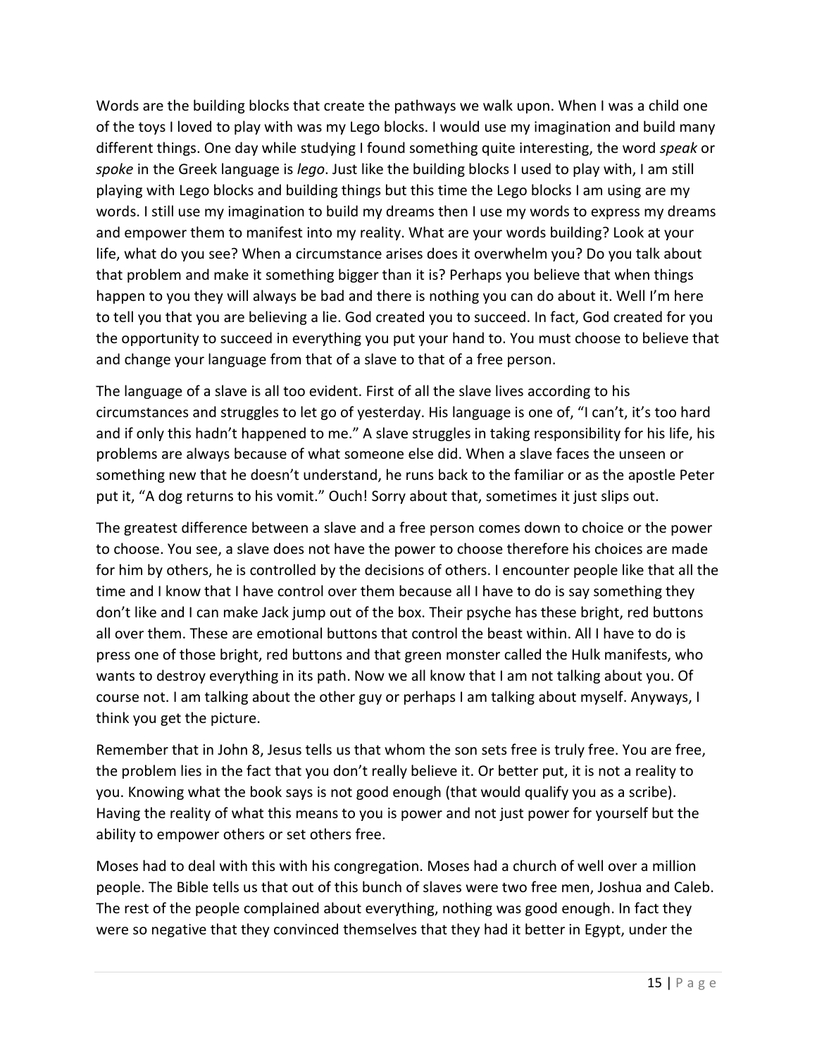Words are the building blocks that create the pathways we walk upon. When I was a child one of the toys I loved to play with was my Lego blocks. I would use my imagination and build many different things. One day while studying I found something quite interesting, the word *speak* or *spoke* in the Greek language is *lego*. Just like the building blocks I used to play with, I am still playing with Lego blocks and building things but this time the Lego blocks I am using are my words. I still use my imagination to build my dreams then I use my words to express my dreams and empower them to manifest into my reality. What are your words building? Look at your life, what do you see? When a circumstance arises does it overwhelm you? Do you talk about that problem and make it something bigger than it is? Perhaps you believe that when things happen to you they will always be bad and there is nothing you can do about it. Well I'm here to tell you that you are believing a lie. God created you to succeed. In fact, God created for you the opportunity to succeed in everything you put your hand to. You must choose to believe that and change your language from that of a slave to that of a free person.

The language of a slave is all too evident. First of all the slave lives according to his circumstances and struggles to let go of yesterday. His language is one of, "I can't, it's too hard and if only this hadn't happened to me." A slave struggles in taking responsibility for his life, his problems are always because of what someone else did. When a slave faces the unseen or something new that he doesn't understand, he runs back to the familiar or as the apostle Peter put it, "A dog returns to his vomit." Ouch! Sorry about that, sometimes it just slips out.

The greatest difference between a slave and a free person comes down to choice or the power to choose. You see, a slave does not have the power to choose therefore his choices are made for him by others, he is controlled by the decisions of others. I encounter people like that all the time and I know that I have control over them because all I have to do is say something they don't like and I can make Jack jump out of the box. Their psyche has these bright, red buttons all over them. These are emotional buttons that control the beast within. All I have to do is press one of those bright, red buttons and that green monster called the Hulk manifests, who wants to destroy everything in its path. Now we all know that I am not talking about you. Of course not. I am talking about the other guy or perhaps I am talking about myself. Anyways, I think you get the picture.

Remember that in John 8, Jesus tells us that whom the son sets free is truly free. You are free, the problem lies in the fact that you don't really believe it. Or better put, it is not a reality to you. Knowing what the book says is not good enough (that would qualify you as a scribe). Having the reality of what this means to you is power and not just power for yourself but the ability to empower others or set others free.

Moses had to deal with this with his congregation. Moses had a church of well over a million people. The Bible tells us that out of this bunch of slaves were two free men, Joshua and Caleb. The rest of the people complained about everything, nothing was good enough. In fact they were so negative that they convinced themselves that they had it better in Egypt, under the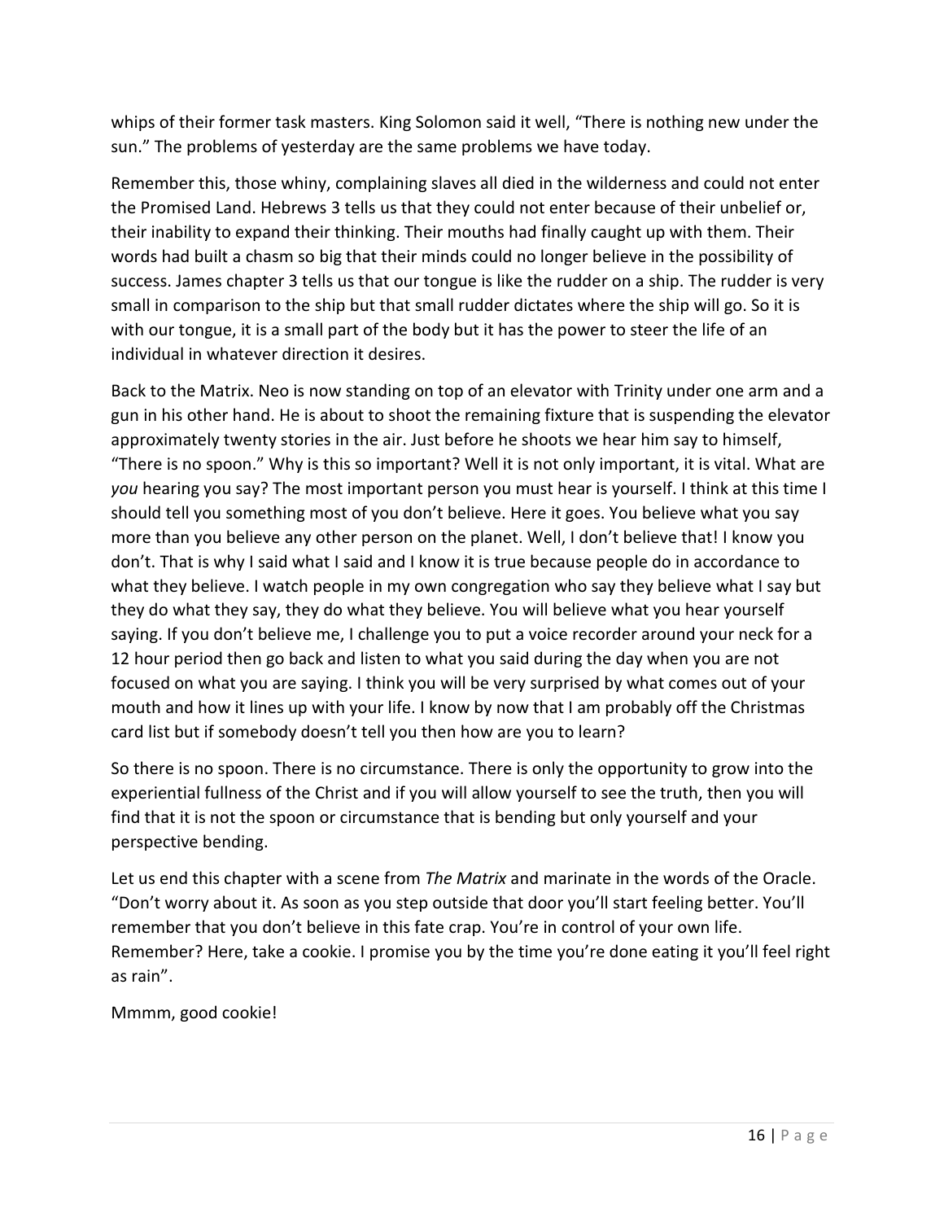whips of their former task masters. King Solomon said it well, "There is nothing new under the sun." The problems of yesterday are the same problems we have today.

Remember this, those whiny, complaining slaves all died in the wilderness and could not enter the Promised Land. Hebrews 3 tells us that they could not enter because of their unbelief or, their inability to expand their thinking. Their mouths had finally caught up with them. Their words had built a chasm so big that their minds could no longer believe in the possibility of success. James chapter 3 tells us that our tongue is like the rudder on a ship. The rudder is very small in comparison to the ship but that small rudder dictates where the ship will go. So it is with our tongue, it is a small part of the body but it has the power to steer the life of an individual in whatever direction it desires.

Back to the Matrix. Neo is now standing on top of an elevator with Trinity under one arm and a gun in his other hand. He is about to shoot the remaining fixture that is suspending the elevator approximately twenty stories in the air. Just before he shoots we hear him say to himself, "There is no spoon." Why is this so important? Well it is not only important, it is vital. What are *you* hearing you say? The most important person you must hear is yourself. I think at this time I should tell you something most of you don't believe. Here it goes. You believe what you say more than you believe any other person on the planet. Well, I don't believe that! I know you don't. That is why I said what I said and I know it is true because people do in accordance to what they believe. I watch people in my own congregation who say they believe what I say but they do what they say, they do what they believe. You will believe what you hear yourself saying. If you don't believe me, I challenge you to put a voice recorder around your neck for a 12 hour period then go back and listen to what you said during the day when you are not focused on what you are saying. I think you will be very surprised by what comes out of your mouth and how it lines up with your life. I know by now that I am probably off the Christmas card list but if somebody doesn't tell you then how are you to learn?

So there is no spoon. There is no circumstance. There is only the opportunity to grow into the experiential fullness of the Christ and if you will allow yourself to see the truth, then you will find that it is not the spoon or circumstance that is bending but only yourself and your perspective bending.

Let us end this chapter with a scene from *The Matrix* and marinate in the words of the Oracle. "Don't worry about it. As soon as you step outside that door you'll start feeling better. You'll remember that you don't believe in this fate crap. You're in control of your own life. Remember? Here, take a cookie. I promise you by the time you're done eating it you'll feel right as rain".

Mmmm, good cookie!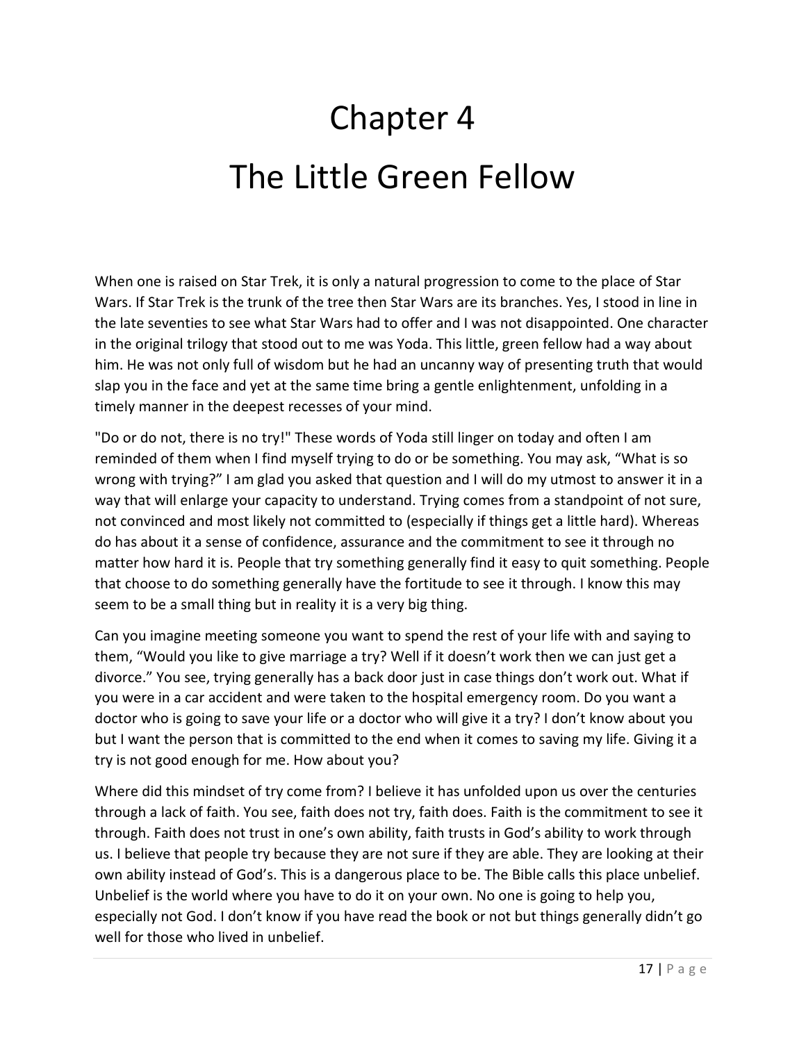# Chapter 4

# The Little Green Fellow

When one is raised on Star Trek, it is only a natural progression to come to the place of Star Wars. If Star Trek is the trunk of the tree then Star Wars are its branches. Yes, I stood in line in the late seventies to see what Star Wars had to offer and I was not disappointed. One character in the original trilogy that stood out to me was Yoda. This little, green fellow had a way about him. He was not only full of wisdom but he had an uncanny way of presenting truth that would slap you in the face and yet at the same time bring a gentle enlightenment, unfolding in a timely manner in the deepest recesses of your mind.

"Do or do not, there is no try!" These words of Yoda still linger on today and often I am reminded of them when I find myself trying to do or be something. You may ask, “What is so wrong with trying?” I am glad you asked that question and I will do my utmost to answer it in a way that will enlarge your capacity to understand. Trying comes from a standpoint of not sure, not convinced and most likely not committed to (especially if things get a little hard). Whereas do has about it a sense of confidence, assurance and the commitment to see it through no matter how hard it is. People that try something generally find it easy to quit something. People that choose to do something generally have the fortitude to see it through. I know this may seem to be a small thing but in reality it is a very big thing.

Can you imagine meeting someone you want to spend the rest of your life with and saying to them, “Would you like to give marriage a try? Well if it doesn’t work then we can just get a divorce.” You see, trying generally has a back door just in case things don’t work out. What if you were in a car accident and were taken to the hospital emergency room. Do you want a doctor who is going to save your life or a doctor who will give it a try? I don’t know about you but I want the person that is committed to the end when it comes to saving my life. Giving it a try is not good enough for me. How about you?

Where did this mindset of try come from? I believe it has unfolded upon us over the centuries through a lack of faith. You see, faith does not try, faith does. Faith is the commitment to see it through. Faith does not trust in one’s own ability, faith trusts in God’s ability to work through us. I believe that people try because they are not sure if they are able. They are looking at their own ability instead of God’s. This is a dangerous place to be. The Bible calls this place unbelief. Unbelief is the world where you have to do it on your own. No one is going to help you, especially not God. I don’t know if you have read the book or not but things generally didn’t go well for those who lived in unbelief.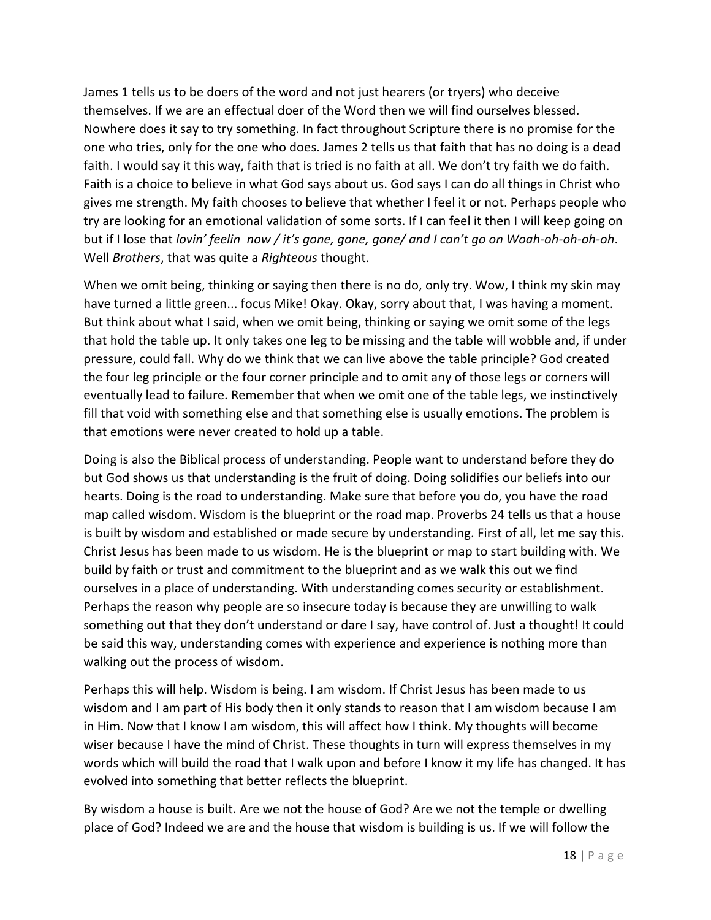James 1 tells us to be doers of the word and not just hearers (or tryers) who deceive themselves. If we are an effectual doer of the Word then we will find ourselves blessed. Nowhere does it say to try something. In fact throughout Scripture there is no promise for the one who tries, only for the one who does. James 2 tells us that faith that has no doing is a dead faith. I would say it this way, faith that is tried is no faith at all. We don't try faith we do faith. Faith is a choice to believe in what God says about us. God says I can do all things in Christ who gives me strength. My faith chooses to believe that whether I feel it or not. Perhaps people who try are looking for an emotional validation of some sorts. If I can feel it then I will keep going on but if I lose that *lovin' feelin now / it's gone, gone, gone/ and I can't go on Woah-oh-oh-oh-oh*. Well *Brothers*, that was quite a *Righteous* thought.

When we omit being, thinking or saying then there is no do, only try. Wow, I think my skin may have turned a little green... focus Mike! Okay. Okay, sorry about that, I was having a moment. But think about what I said, when we omit being, thinking or saying we omit some of the legs that hold the table up. It only takes one leg to be missing and the table will wobble and, if under pressure, could fall. Why do we think that we can live above the table principle? God created the four leg principle or the four corner principle and to omit any of those legs or corners will eventually lead to failure. Remember that when we omit one of the table legs, we instinctively fill that void with something else and that something else is usually emotions. The problem is that emotions were never created to hold up a table.

Doing is also the Biblical process of understanding. People want to understand before they do but God shows us that understanding is the fruit of doing. Doing solidifies our beliefs into our hearts. Doing is the road to understanding. Make sure that before you do, you have the road map called wisdom. Wisdom is the blueprint or the road map. Proverbs 24 tells us that a house is built by wisdom and established or made secure by understanding. First of all, let me say this. Christ Jesus has been made to us wisdom. He is the blueprint or map to start building with. We build by faith or trust and commitment to the blueprint and as we walk this out we find ourselves in a place of understanding. With understanding comes security or establishment. Perhaps the reason why people are so insecure today is because they are unwilling to walk something out that they don't understand or dare I say, have control of. Just a thought! It could be said this way, understanding comes with experience and experience is nothing more than walking out the process of wisdom.

Perhaps this will help. Wisdom is being. I am wisdom. If Christ Jesus has been made to us wisdom and I am part of His body then it only stands to reason that I am wisdom because I am in Him. Now that I know I am wisdom, this will affect how I think. My thoughts will become wiser because I have the mind of Christ. These thoughts in turn will express themselves in my words which will build the road that I walk upon and before I know it my life has changed. It has evolved into something that better reflects the blueprint.

By wisdom a house is built. Are we not the house of God? Are we not the temple or dwelling place of God? Indeed we are and the house that wisdom is building is us. If we will follow the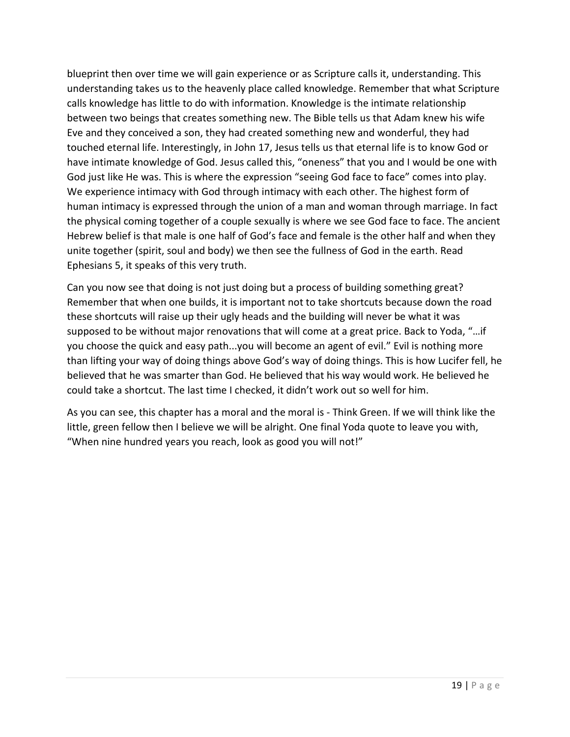blueprint then over time we will gain experience or as Scripture calls it, understanding. This understanding takes us to the heavenly place called knowledge. Remember that what Scripture calls knowledge has little to do with information. Knowledge is the intimate relationship between two beings that creates something new. The Bible tells us that Adam knew his wife Eve and they conceived a son, they had created something new and wonderful, they had touched eternal life. Interestingly, in John 17, Jesus tells us that eternal life is to know God or have intimate knowledge of God. Jesus called this, "oneness" that you and I would be one with God just like He was. This is where the expression "seeing God face to face" comes into play. We experience intimacy with God through intimacy with each other. The highest form of human intimacy is expressed through the union of a man and woman through marriage. In fact the physical coming together of a couple sexually is where we see God face to face. The ancient Hebrew belief is that male is one half of God's face and female is the other half and when they unite together (spirit, soul and body) we then see the fullness of God in the earth. Read Ephesians 5, it speaks of this very truth.

Can you now see that doing is not just doing but a process of building something great? Remember that when one builds, it is important not to take shortcuts because down the road these shortcuts will raise up their ugly heads and the building will never be what it was supposed to be without major renovations that will come at a great price. Back to Yoda, "…if you choose the quick and easy path...you will become an agent of evil." Evil is nothing more than lifting your way of doing things above God's way of doing things. This is how Lucifer fell, he believed that he was smarter than God. He believed that his way would work. He believed he could take a shortcut. The last time I checked, it didn't work out so well for him.

As you can see, this chapter has a moral and the moral is - Think Green. If we will think like the little, green fellow then I believe we will be alright. One final Yoda quote to leave you with, "When nine hundred years you reach, look as good you will not!"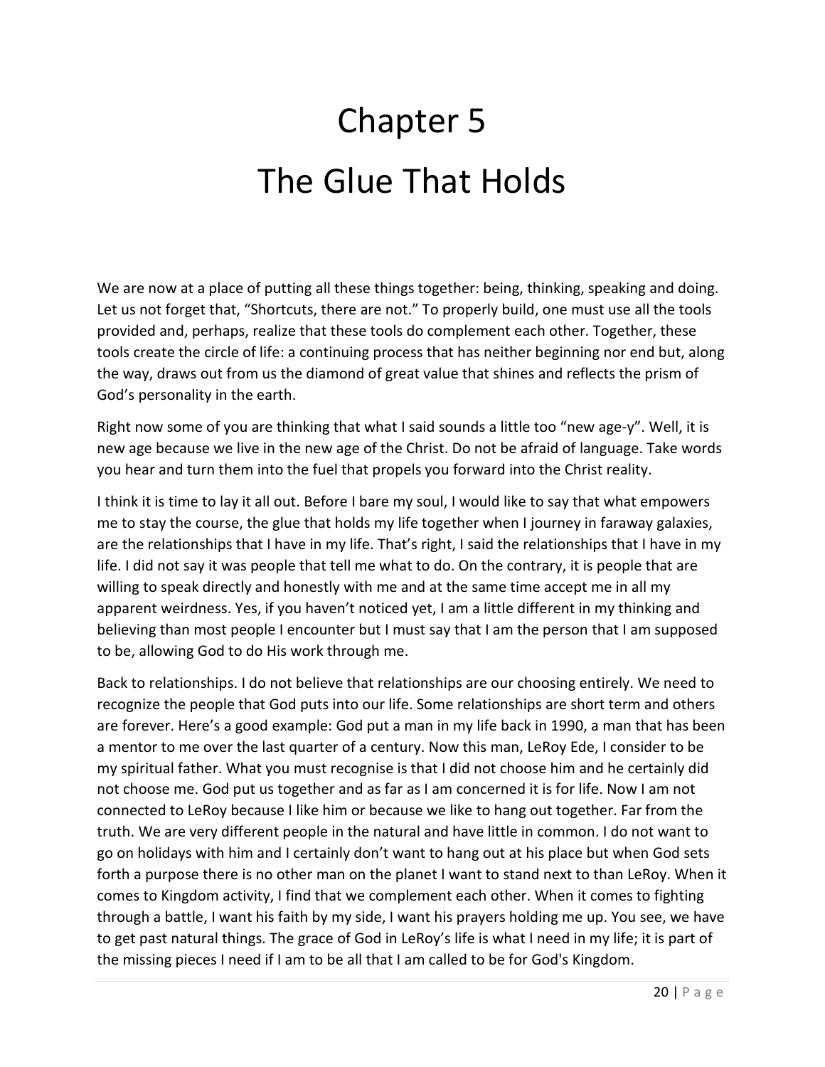# Chapter 5
# The Glue That Holds

We are now at a place of putting all these things together: being, thinking, speaking and doing. Let us not forget that, "Shortcuts, there are not." To properly build, one must use all the tools provided and, perhaps, realize that these tools do complement each other. Together, these tools create the circle of life: a continuing process that has neither beginning nor end but, along the way, draws out from us the diamond of great value that shines and reflects the prism of God's personality in the earth.

Right now some of you are thinking that what I said sounds a little too "new age-y". Well, it is new age because we live in the new age of the Christ. Do not be afraid of language. Take words you hear and turn them into the fuel that propels you forward into the Christ reality.

I think it is time to lay it all out. Before I bare my soul, I would like to say that what empowers me to stay the course, the glue that holds my life together when I journey in faraway galaxies, are the relationships that I have in my life. That's right, I said the relationships that I have in my life. I did not say it was people that tell me what to do. On the contrary, it is people that are willing to speak directly and honestly with me and at the same time accept me in all my apparent weirdness. Yes, if you haven't noticed yet, I am a little different in my thinking and believing than most people I encounter but I must say that I am the person that I am supposed to be, allowing God to do His work through me.

Back to relationships. I do not believe that relationships are our choosing entirely. We need to recognize the people that God puts into our life. Some relationships are short term and others are forever. Here's a good example: God put a man in my life back in 1990, a man that has been a mentor to me over the last quarter of a century. Now this man, LeRoy Ede, I consider to be my spiritual father. What you must recognise is that I did not choose him and he certainly did not choose me. God put us together and as far as I am concerned it is for life. Now I am not connected to LeRoy because I like him or because we like to hang out together. Far from the truth. We are very different people in the natural and have little in common. I do not want to go on holidays with him and I certainly don't want to hang out at his place but when God sets forth a purpose there is no other man on the planet I want to stand next to than LeRoy. When it comes to Kingdom activity, I find that we complement each other. When it comes to fighting through a battle, I want his faith by my side, I want his prayers holding me up. You see, we have to get past natural things. The grace of God in LeRoy's life is what I need in my life; it is part of the missing pieces I need if I am to be all that I am called to be for God's Kingdom.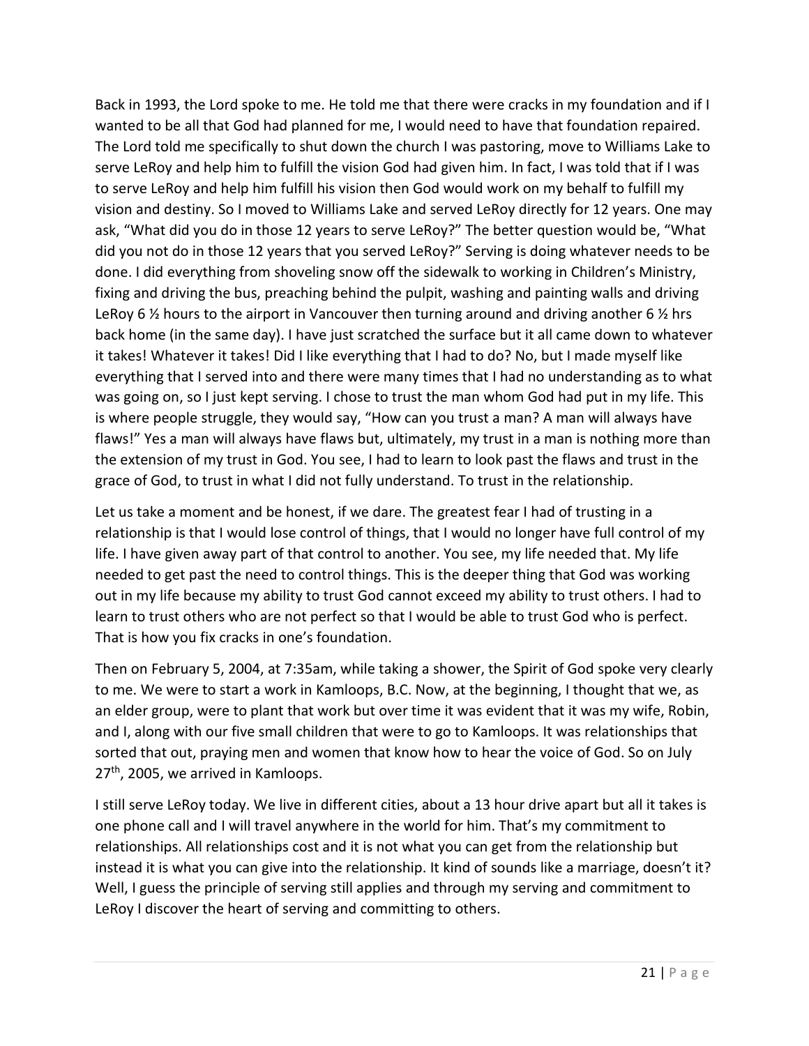Back in 1993, the Lord spoke to me. He told me that there were cracks in my foundation and if I wanted to be all that God had planned for me, I would need to have that foundation repaired. The Lord told me specifically to shut down the church I was pastoring, move to Williams Lake to serve LeRoy and help him to fulfill the vision God had given him. In fact, I was told that if I was to serve LeRoy and help him fulfill his vision then God would work on my behalf to fulfill my vision and destiny. So I moved to Williams Lake and served LeRoy directly for 12 years. One may ask, "What did you do in those 12 years to serve LeRoy?" The better question would be, "What did you not do in those 12 years that you served LeRoy?" Serving is doing whatever needs to be done. I did everything from shoveling snow off the sidewalk to working in Children's Ministry, fixing and driving the bus, preaching behind the pulpit, washing and painting walls and driving LeRoy 6 ½ hours to the airport in Vancouver then turning around and driving another 6 ½ hrs back home (in the same day). I have just scratched the surface but it all came down to whatever it takes! Whatever it takes! Did I like everything that I had to do? No, but I made myself like everything that I served into and there were many times that I had no understanding as to what was going on, so I just kept serving. I chose to trust the man whom God had put in my life. This is where people struggle, they would say, "How can you trust a man? A man will always have flaws!" Yes a man will always have flaws but, ultimately, my trust in a man is nothing more than the extension of my trust in God. You see, I had to learn to look past the flaws and trust in the grace of God, to trust in what I did not fully understand. To trust in the relationship.

Let us take a moment and be honest, if we dare. The greatest fear I had of trusting in a relationship is that I would lose control of things, that I would no longer have full control of my life. I have given away part of that control to another. You see, my life needed that. My life needed to get past the need to control things. This is the deeper thing that God was working out in my life because my ability to trust God cannot exceed my ability to trust others. I had to learn to trust others who are not perfect so that I would be able to trust God who is perfect. That is how you fix cracks in one's foundation.

Then on February 5, 2004, at 7:35am, while taking a shower, the Spirit of God spoke very clearly to me. We were to start a work in Kamloops, B.C. Now, at the beginning, I thought that we, as an elder group, were to plant that work but over time it was evident that it was my wife, Robin, and I, along with our five small children that were to go to Kamloops. It was relationships that sorted that out, praying men and women that know how to hear the voice of God. So on July 27th, 2005, we arrived in Kamloops.

I still serve LeRoy today. We live in different cities, about a 13 hour drive apart but all it takes is one phone call and I will travel anywhere in the world for him. That's my commitment to relationships. All relationships cost and it is not what you can get from the relationship but instead it is what you can give into the relationship. It kind of sounds like a marriage, doesn't it? Well, I guess the principle of serving still applies and through my serving and commitment to LeRoy I discover the heart of serving and committing to others.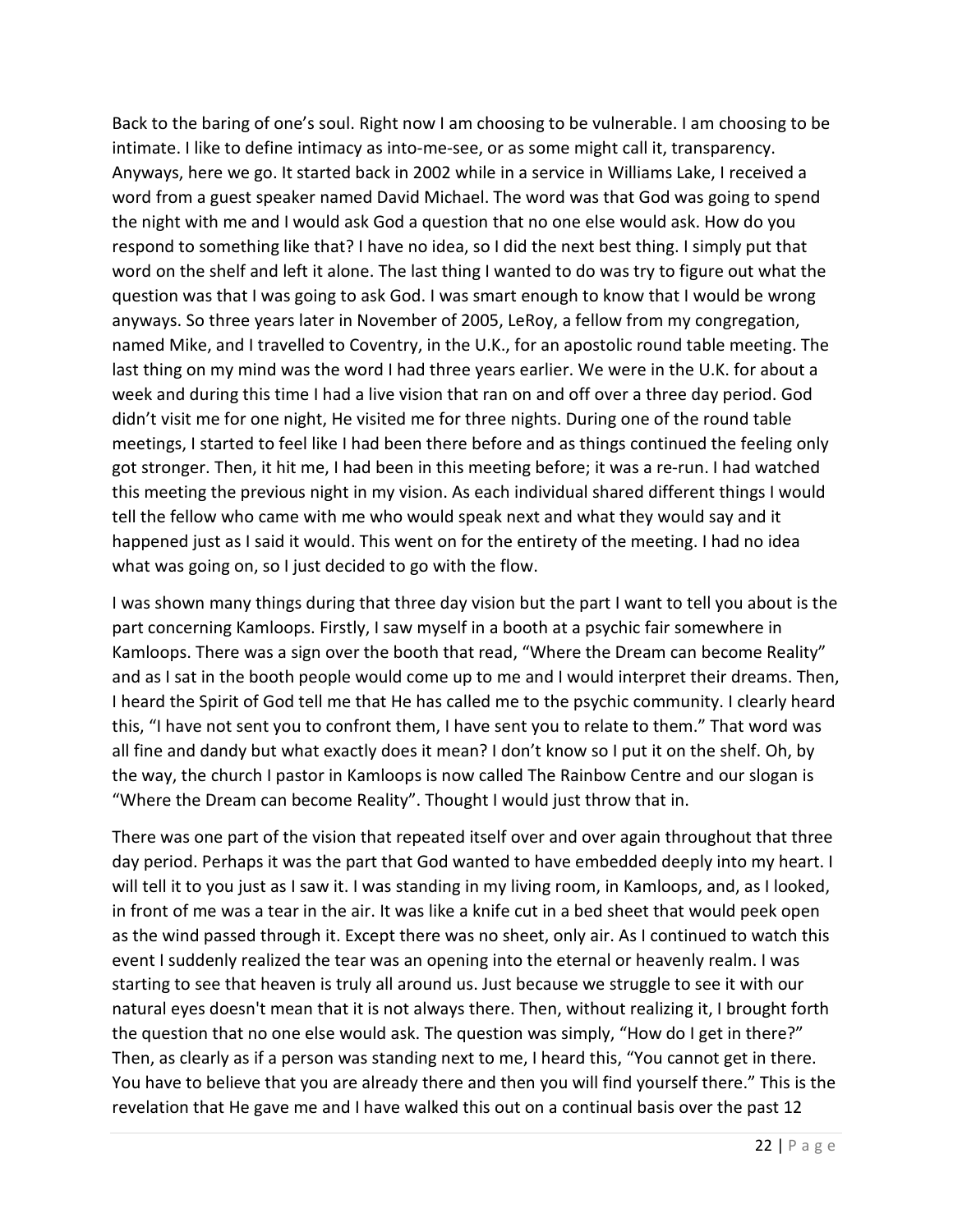Back to the baring of one's soul. Right now I am choosing to be vulnerable. I am choosing to be intimate. I like to define intimacy as into-me-see, or as some might call it, transparency. Anyways, here we go. It started back in 2002 while in a service in Williams Lake, I received a word from a guest speaker named David Michael. The word was that God was going to spend the night with me and I would ask God a question that no one else would ask. How do you respond to something like that? I have no idea, so I did the next best thing. I simply put that word on the shelf and left it alone. The last thing I wanted to do was try to figure out what the question was that I was going to ask God. I was smart enough to know that I would be wrong anyways. So three years later in November of 2005, LeRoy, a fellow from my congregation, named Mike, and I travelled to Coventry, in the U.K., for an apostolic round table meeting. The last thing on my mind was the word I had three years earlier. We were in the U.K. for about a week and during this time I had a live vision that ran on and off over a three day period. God didn't visit me for one night, He visited me for three nights. During one of the round table meetings, I started to feel like I had been there before and as things continued the feeling only got stronger. Then, it hit me, I had been in this meeting before; it was a re-run. I had watched this meeting the previous night in my vision. As each individual shared different things I would tell the fellow who came with me who would speak next and what they would say and it happened just as I said it would. This went on for the entirety of the meeting. I had no idea what was going on, so I just decided to go with the flow.

I was shown many things during that three day vision but the part I want to tell you about is the part concerning Kamloops. Firstly, I saw myself in a booth at a psychic fair somewhere in Kamloops. There was a sign over the booth that read, "Where the Dream can become Reality" and as I sat in the booth people would come up to me and I would interpret their dreams. Then, I heard the Spirit of God tell me that He has called me to the psychic community. I clearly heard this, "I have not sent you to confront them, I have sent you to relate to them." That word was all fine and dandy but what exactly does it mean? I don't know so I put it on the shelf. Oh, by the way, the church I pastor in Kamloops is now called The Rainbow Centre and our slogan is "Where the Dream can become Reality". Thought I would just throw that in.

There was one part of the vision that repeated itself over and over again throughout that three day period. Perhaps it was the part that God wanted to have embedded deeply into my heart. I will tell it to you just as I saw it. I was standing in my living room, in Kamloops, and, as I looked, in front of me was a tear in the air. It was like a knife cut in a bed sheet that would peek open as the wind passed through it. Except there was no sheet, only air. As I continued to watch this event I suddenly realized the tear was an opening into the eternal or heavenly realm. I was starting to see that heaven is truly all around us. Just because we struggle to see it with our natural eyes doesn't mean that it is not always there. Then, without realizing it, I brought forth the question that no one else would ask. The question was simply, "How do I get in there?" Then, as clearly as if a person was standing next to me, I heard this, "You cannot get in there. You have to believe that you are already there and then you will find yourself there." This is the revelation that He gave me and I have walked this out on a continual basis over the past 12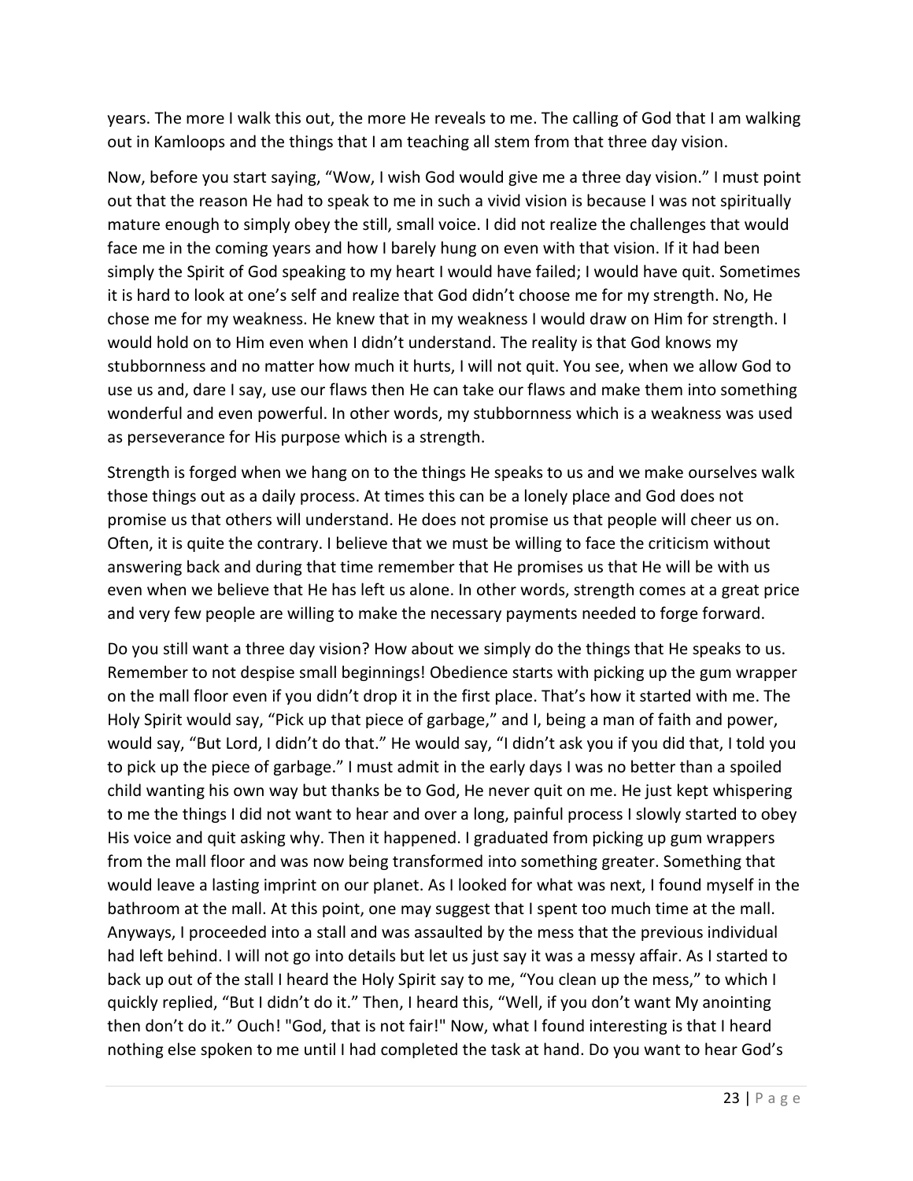years. The more I walk this out, the more He reveals to me. The calling of God that I am walking out in Kamloops and the things that I am teaching all stem from that three day vision.

Now, before you start saying, "Wow, I wish God would give me a three day vision." I must point out that the reason He had to speak to me in such a vivid vision is because I was not spiritually mature enough to simply obey the still, small voice. I did not realize the challenges that would face me in the coming years and how I barely hung on even with that vision. If it had been simply the Spirit of God speaking to my heart I would have failed; I would have quit. Sometimes it is hard to look at one's self and realize that God didn't choose me for my strength. No, He chose me for my weakness. He knew that in my weakness I would draw on Him for strength. I would hold on to Him even when I didn't understand. The reality is that God knows my stubbornness and no matter how much it hurts, I will not quit. You see, when we allow God to use us and, dare I say, use our flaws then He can take our flaws and make them into something wonderful and even powerful. In other words, my stubbornness which is a weakness was used as perseverance for His purpose which is a strength.

Strength is forged when we hang on to the things He speaks to us and we make ourselves walk those things out as a daily process. At times this can be a lonely place and God does not promise us that others will understand. He does not promise us that people will cheer us on. Often, it is quite the contrary. I believe that we must be willing to face the criticism without answering back and during that time remember that He promises us that He will be with us even when we believe that He has left us alone. In other words, strength comes at a great price and very few people are willing to make the necessary payments needed to forge forward.

Do you still want a three day vision? How about we simply do the things that He speaks to us. Remember to not despise small beginnings! Obedience starts with picking up the gum wrapper on the mall floor even if you didn't drop it in the first place. That's how it started with me. The Holy Spirit would say, "Pick up that piece of garbage," and I, being a man of faith and power, would say, "But Lord, I didn't do that." He would say, "I didn't ask you if you did that, I told you to pick up the piece of garbage." I must admit in the early days I was no better than a spoiled child wanting his own way but thanks be to God, He never quit on me. He just kept whispering to me the things I did not want to hear and over a long, painful process I slowly started to obey His voice and quit asking why. Then it happened. I graduated from picking up gum wrappers from the mall floor and was now being transformed into something greater. Something that would leave a lasting imprint on our planet. As I looked for what was next, I found myself in the bathroom at the mall. At this point, one may suggest that I spent too much time at the mall. Anyways, I proceeded into a stall and was assaulted by the mess that the previous individual had left behind. I will not go into details but let us just say it was a messy affair. As I started to back up out of the stall I heard the Holy Spirit say to me, "You clean up the mess," to which I quickly replied, "But I didn't do it." Then, I heard this, "Well, if you don't want My anointing then don't do it." Ouch! "God, that is not fair!" Now, what I found interesting is that I heard nothing else spoken to me until I had completed the task at hand. Do you want to hear God's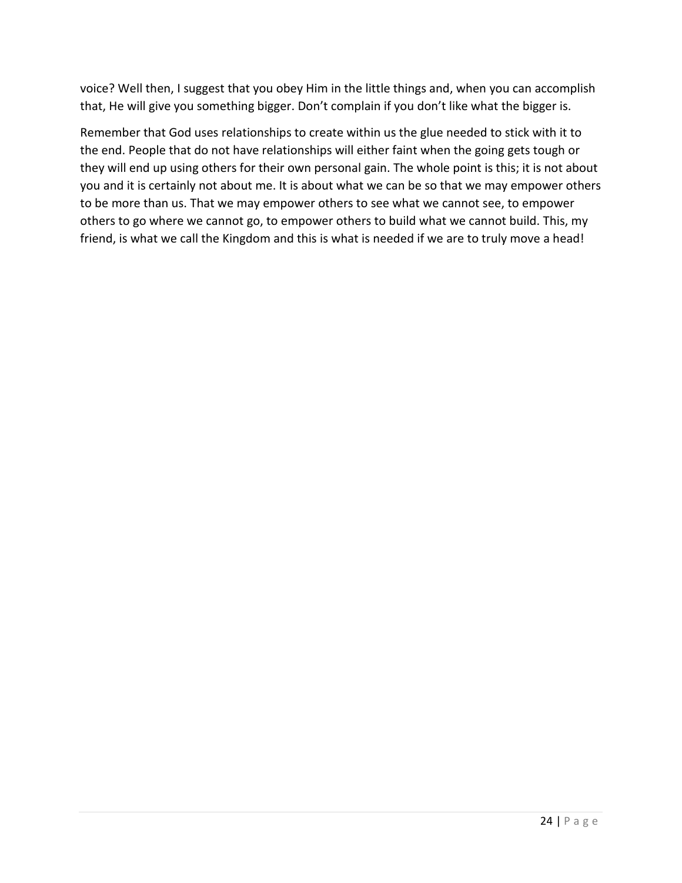voice? Well then, I suggest that you obey Him in the little things and, when you can accomplish that, He will give you something bigger. Don't complain if you don't like what the bigger is.

Remember that God uses relationships to create within us the glue needed to stick with it to the end. People that do not have relationships will either faint when the going gets tough or they will end up using others for their own personal gain. The whole point is this; it is not about you and it is certainly not about me. It is about what we can be so that we may empower others to be more than us. That we may empower others to see what we cannot see, to empower others to go where we cannot go, to empower others to build what we cannot build. This, my friend, is what we call the Kingdom and this is what is needed if we are to truly move a head!